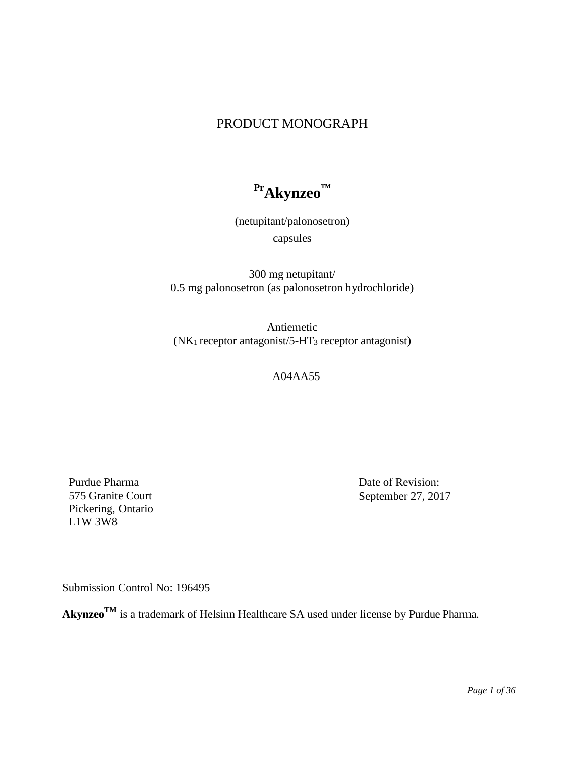# PRODUCT MONOGRAPH

## $^{Pr}$Akynzeo™

(netupitant/palonosetron)

capsules

300 mg netupitant/
0.5 mg palonosetron (as palonosetron hydrochloride)

Antiemetic
($NK_1$ receptor antagonist/5-$HT_3$ receptor antagonist)

A04AA55

Purdue Pharma
575 Granite Court
Pickering, Ontario
L1W 3W8

Date of Revision:
September 27, 2017

Submission Control No: 196495

**Akynzeo™** is a trademark of Helsinn Healthcare SA used under license by Purdue Pharma.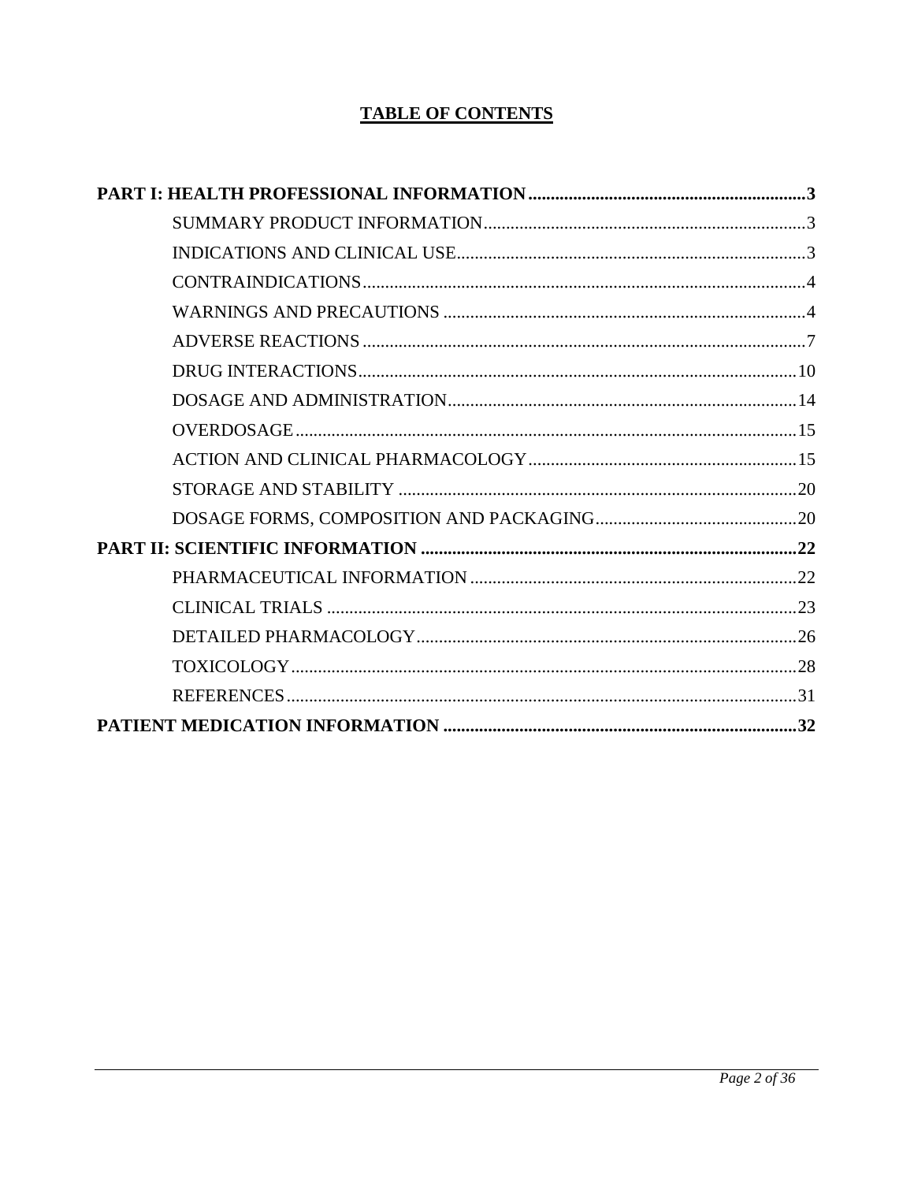# TABLE OF CONTENTS

| | |
|---|---|
| **PART I: HEALTH PROFESSIONAL INFORMATION** | **3** |
| SUMMARY PRODUCT INFORMATION | 3 |
| INDICATIONS AND CLINICAL USE | 3 |
| CONTRAINDICATIONS | 4 |
| WARNINGS AND PRECAUTIONS | 4 |
| ADVERSE REACTIONS | 7 |
| DRUG INTERACTIONS | 10 |
| DOSAGE AND ADMINISTRATION | 14 |
| OVERDOSAGE | 15 |
| ACTION AND CLINICAL PHARMACOLOGY | 15 |
| STORAGE AND STABILITY | 20 |
| DOSAGE FORMS, COMPOSITION AND PACKAGING | 20 |
| **PART II: SCIENTIFIC INFORMATION** | **22** |
| PHARMACEUTICAL INFORMATION | 22 |
| CLINICAL TRIALS | 23 |
| DETAILED PHARMACOLOGY | 26 |
| TOXICOLOGY | 28 |
| REFERENCES | 31 |
| **PATIENT MEDICATION INFORMATION** | **32** |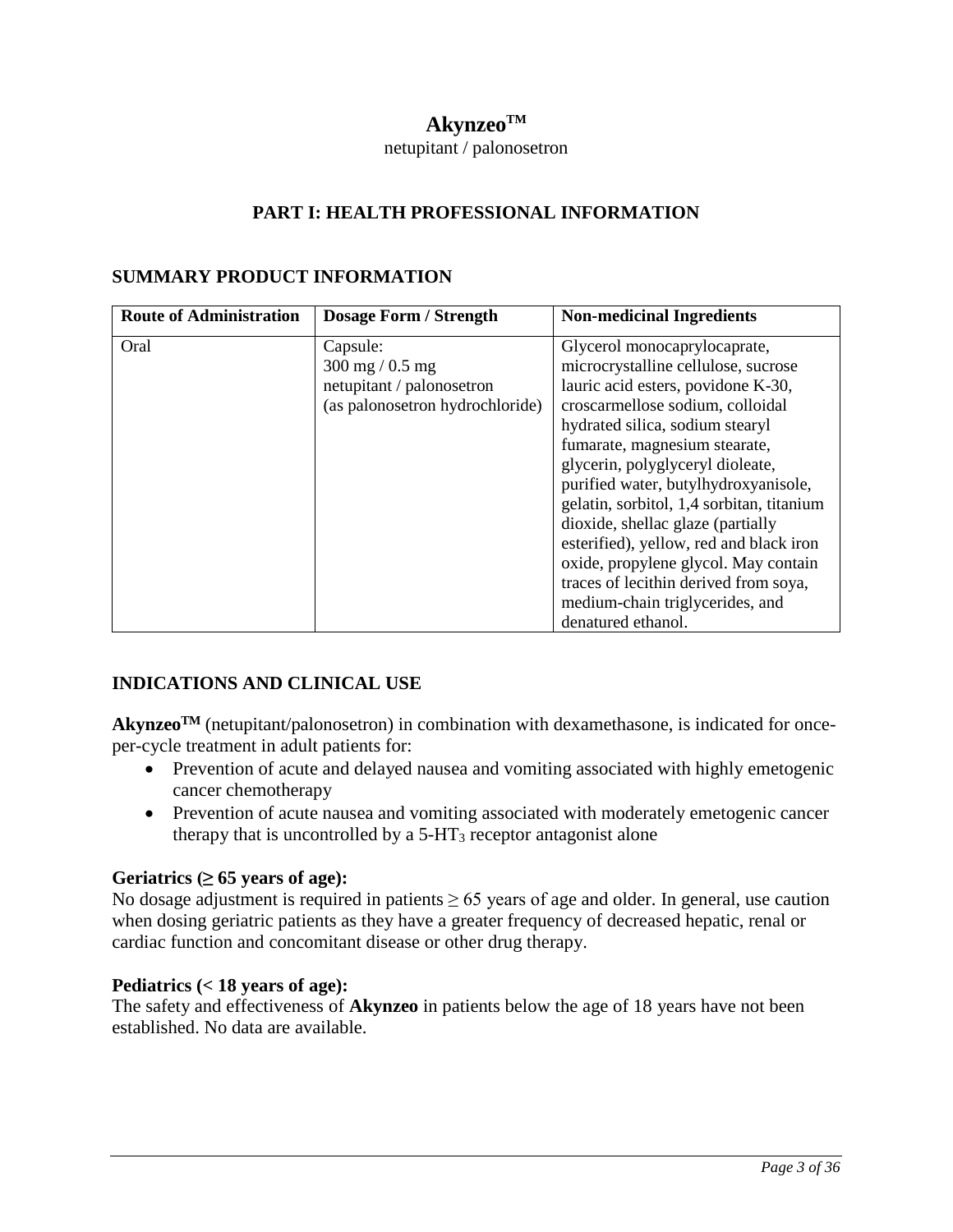# Akynzeo™

netupitant / palonosetron

## PART I: HEALTH PROFESSIONAL INFORMATION

### SUMMARY PRODUCT INFORMATION

| Route of Administration | Dosage Form / Strength | Non-medicinal Ingredients |
|---|---|---|
| Oral | Capsule:<br>300 mg / 0.5 mg<br>netupitant / palonosetron<br>(as palonosetron hydrochloride) | Glycerol monocaprylocaprate, microcrystalline cellulose, sucrose lauric acid esters, povidone K-30, croscarmellose sodium, colloidal hydrated silica, sodium stearyl fumarate, magnesium stearate, glycerin, polyglyceryl dioleate, purified water, butylhydroxyanisole, gelatin, sorbitol, 1,4 sorbitan, titanium dioxide, shellac glaze (partially esterified), yellow, red and black iron oxide, propylene glycol. May contain traces of lecithin derived from soya, medium-chain triglycerides, and denatured ethanol. |

### INDICATIONS AND CLINICAL USE

**Akynzeo™** (netupitant/palonosetron) in combination with dexamethasone, is indicated for once-per-cycle treatment in adult patients for:

- Prevention of acute and delayed nausea and vomiting associated with highly emetogenic cancer chemotherapy
- Prevention of acute nausea and vomiting associated with moderately emetogenic cancer therapy that is uncontrolled by a 5-$HT_3$ receptor antagonist alone

**Geriatrics (≥ 65 years of age):**
No dosage adjustment is required in patients ≥ 65 years of age and older. In general, use caution when dosing geriatric patients as they have a greater frequency of decreased hepatic, renal or cardiac function and concomitant disease or other drug therapy.

**Pediatrics (< 18 years of age):**
The safety and effectiveness of **Akynzeo** in patients below the age of 18 years have not been established. No data are available.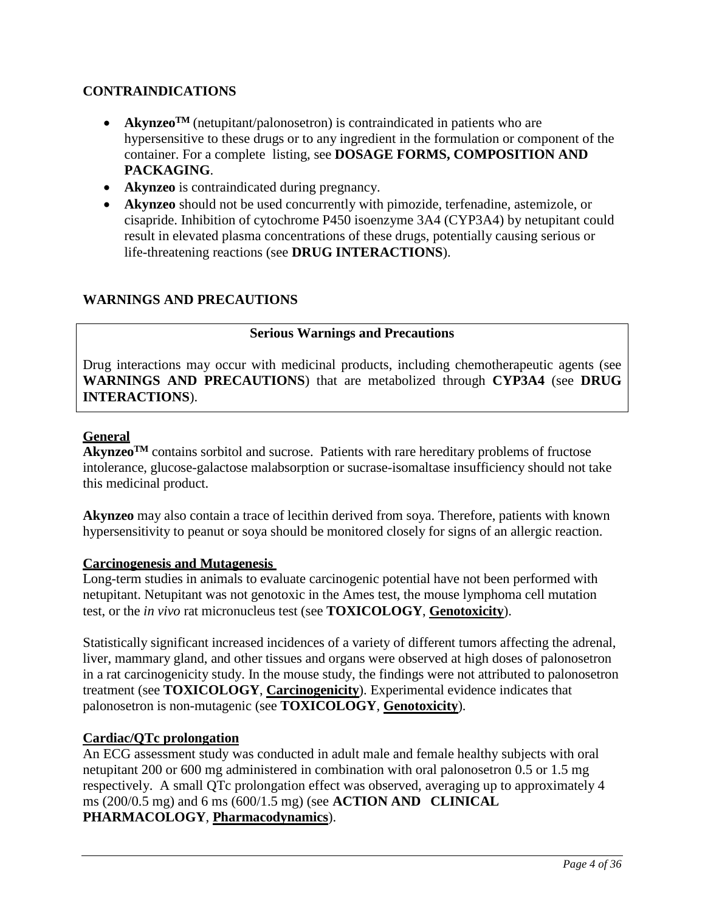## CONTRAINDICATIONS

- **Akynzeo™** (netupitant/palonosetron) is contraindicated in patients who are hypersensitive to these drugs or to any ingredient in the formulation or component of the container. For a complete listing, see **DOSAGE FORMS, COMPOSITION AND PACKAGING**.
- **Akynzeo** is contraindicated during pregnancy.
- **Akynzeo** should not be used concurrently with pimozide, terfenadine, astemizole, or cisapride. Inhibition of cytochrome P450 isoenzyme 3A4 (CYP3A4) by netupitant could result in elevated plasma concentrations of these drugs, potentially causing serious or life-threatening reactions (see **DRUG INTERACTIONS**).

## WARNINGS AND PRECAUTIONS

| **Serious Warnings and Precautions** |
| --- |
| Drug interactions may occur with medicinal products, including chemotherapeutic agents (see **WARNINGS AND PRECAUTIONS**) that are metabolized through **CYP3A4** (see **DRUG INTERACTIONS**). |

### General

**Akynzeo™** contains sorbitol and sucrose. Patients with rare hereditary problems of fructose intolerance, glucose-galactose malabsorption or sucrase-isomaltase insufficiency should not take this medicinal product.

**Akynzeo** may also contain a trace of lecithin derived from soya. Therefore, patients with known hypersensitivity to peanut or soya should be monitored closely for signs of an allergic reaction.

### Carcinogenesis and Mutagenesis

Long-term studies in animals to evaluate carcinogenic potential have not been performed with netupitant. Netupitant was not genotoxic in the Ames test, the mouse lymphoma cell mutation test, or the *in vivo* rat micronucleus test (see **TOXICOLOGY**, **Genotoxicity**).

Statistically significant increased incidences of a variety of different tumors affecting the adrenal, liver, mammary gland, and other tissues and organs were observed at high doses of palonosetron in a rat carcinogenicity study. In the mouse study, the findings were not attributed to palonosetron treatment (see **TOXICOLOGY**, **Carcinogenicity**). Experimental evidence indicates that palonosetron is non-mutagenic (see **TOXICOLOGY**, **Genotoxicity**).

### Cardiac/QTc prolongation

An ECG assessment study was conducted in adult male and female healthy subjects with oral netupitant 200 or 600 mg administered in combination with oral palonosetron 0.5 or 1.5 mg respectively. A small QTc prolongation effect was observed, averaging up to approximately 4 ms (200/0.5 mg) and 6 ms (600/1.5 mg) (see **ACTION AND CLINICAL PHARMACOLOGY**, **Pharmacodynamics**).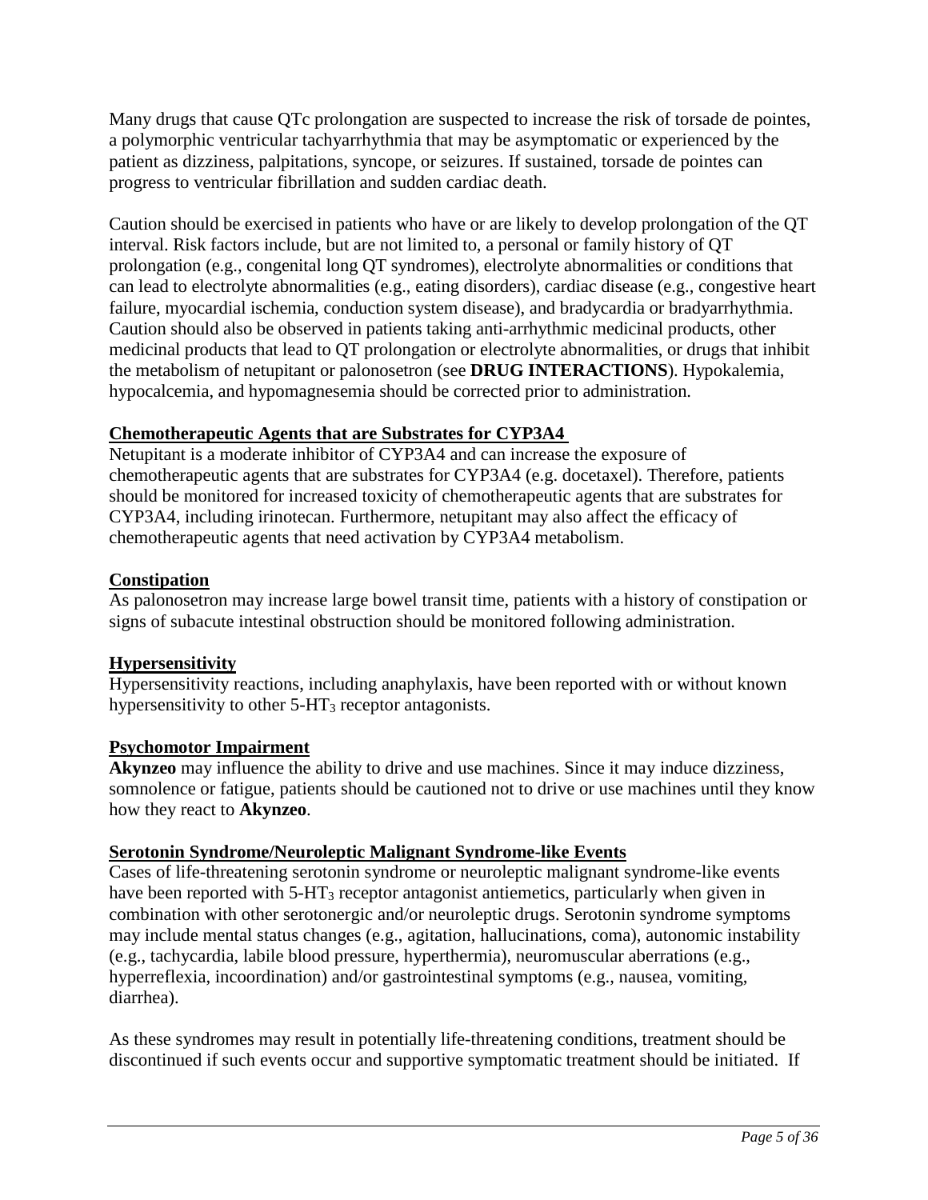Many drugs that cause QTc prolongation are suspected to increase the risk of torsade de pointes, a polymorphic ventricular tachyarrhythmia that may be asymptomatic or experienced by the patient as dizziness, palpitations, syncope, or seizures. If sustained, torsade de pointes can progress to ventricular fibrillation and sudden cardiac death.

Caution should be exercised in patients who have or are likely to develop prolongation of the QT interval. Risk factors include, but are not limited to, a personal or family history of QT prolongation (e.g., congenital long QT syndromes), electrolyte abnormalities or conditions that can lead to electrolyte abnormalities (e.g., eating disorders), cardiac disease (e.g., congestive heart failure, myocardial ischemia, conduction system disease), and bradycardia or bradyarrhythmia. Caution should also be observed in patients taking anti-arrhythmic medicinal products, other medicinal products that lead to QT prolongation or electrolyte abnormalities, or drugs that inhibit the metabolism of netupitant or palonosetron (see **DRUG INTERACTIONS**). Hypokalemia, hypocalcemia, and hypomagnesemia should be corrected prior to administration.

**Chemotherapeutic Agents that are Substrates for CYP3A4**

Netupitant is a moderate inhibitor of CYP3A4 and can increase the exposure of chemotherapeutic agents that are substrates for CYP3A4 (e.g. docetaxel). Therefore, patients should be monitored for increased toxicity of chemotherapeutic agents that are substrates for CYP3A4, including irinotecan. Furthermore, netupitant may also affect the efficacy of chemotherapeutic agents that need activation by CYP3A4 metabolism.

**Constipation**

As palonosetron may increase large bowel transit time, patients with a history of constipation or signs of subacute intestinal obstruction should be monitored following administration.

**Hypersensitivity**

Hypersensitivity reactions, including anaphylaxis, have been reported with or without known hypersensitivity to other 5-$HT_3$ receptor antagonists.

**Psychomotor Impairment**

**Akynzeo** may influence the ability to drive and use machines. Since it may induce dizziness, somnolence or fatigue, patients should be cautioned not to drive or use machines until they know how they react to **Akynzeo**.

**Serotonin Syndrome/Neuroleptic Malignant Syndrome-like Events**

Cases of life-threatening serotonin syndrome or neuroleptic malignant syndrome-like events have been reported with 5-$HT_3$ receptor antagonist antiemetics, particularly when given in combination with other serotonergic and/or neuroleptic drugs. Serotonin syndrome symptoms may include mental status changes (e.g., agitation, hallucinations, coma), autonomic instability (e.g., tachycardia, labile blood pressure, hyperthermia), neuromuscular aberrations (e.g., hyperreflexia, incoordination) and/or gastrointestinal symptoms (e.g., nausea, vomiting, diarrhea).

As these syndromes may result in potentially life-threatening conditions, treatment should be discontinued if such events occur and supportive symptomatic treatment should be initiated. If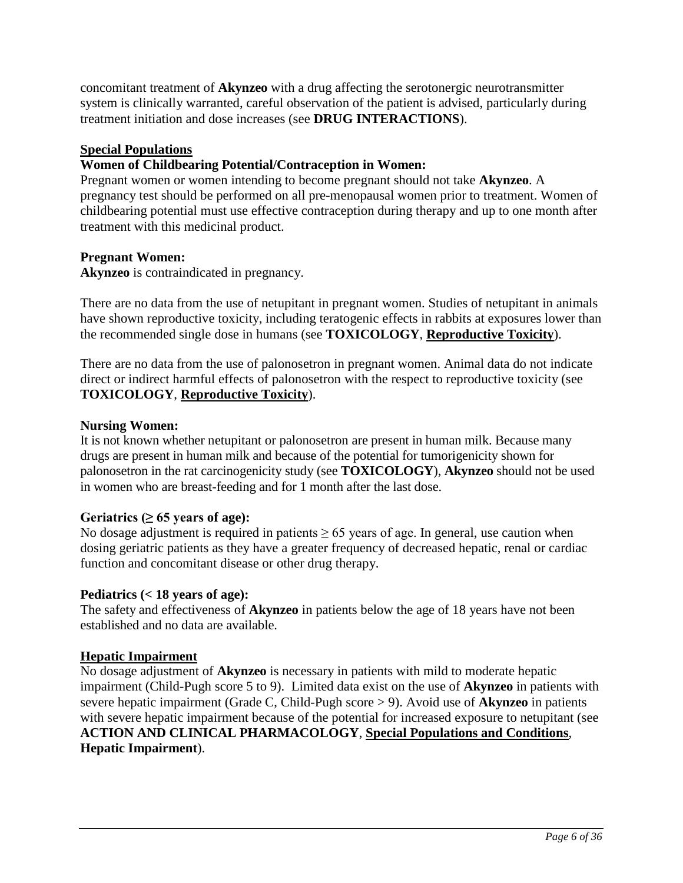concomitant treatment of **Akynzeo** with a drug affecting the serotonergic neurotransmitter system is clinically warranted, careful observation of the patient is advised, particularly during treatment initiation and dose increases (see **DRUG INTERACTIONS**).

## Special Populations

**Women of Childbearing Potential/Contraception in Women:**
Pregnant women or women intending to become pregnant should not take **Akynzeo**. A pregnancy test should be performed on all pre-menopausal women prior to treatment. Women of childbearing potential must use effective contraception during therapy and up to one month after treatment with this medicinal product.

**Pregnant Women:**
**Akynzeo** is contraindicated in pregnancy.

There are no data from the use of netupitant in pregnant women. Studies of netupitant in animals have shown reproductive toxicity, including teratogenic effects in rabbits at exposures lower than the recommended single dose in humans (see **TOXICOLOGY**, **Reproductive Toxicity**).

There are no data from the use of palonosetron in pregnant women. Animal data do not indicate direct or indirect harmful effects of palonosetron with the respect to reproductive toxicity (see **TOXICOLOGY**, **Reproductive Toxicity**).

**Nursing Women:**
It is not known whether netupitant or palonosetron are present in human milk. Because many drugs are present in human milk and because of the potential for tumorigenicity shown for palonosetron in the rat carcinogenicity study (see **TOXICOLOGY**), **Akynzeo** should not be used in women who are breast-feeding and for 1 month after the last dose.

**Geriatrics (≥ 65 years of age):**
No dosage adjustment is required in patients ≥ 65 years of age. In general, use caution when dosing geriatric patients as they have a greater frequency of decreased hepatic, renal or cardiac function and concomitant disease or other drug therapy.

**Pediatrics (< 18 years of age):**
The safety and effectiveness of **Akynzeo** in patients below the age of 18 years have not been established and no data are available.

## Hepatic Impairment

No dosage adjustment of **Akynzeo** is necessary in patients with mild to moderate hepatic impairment (Child-Pugh score 5 to 9). Limited data exist on the use of **Akynzeo** in patients with severe hepatic impairment (Grade C, Child-Pugh score > 9). Avoid use of **Akynzeo** in patients with severe hepatic impairment because of the potential for increased exposure to netupitant (see **ACTION AND CLINICAL PHARMACOLOGY**, **Special Populations and Conditions**, **Hepatic Impairment**).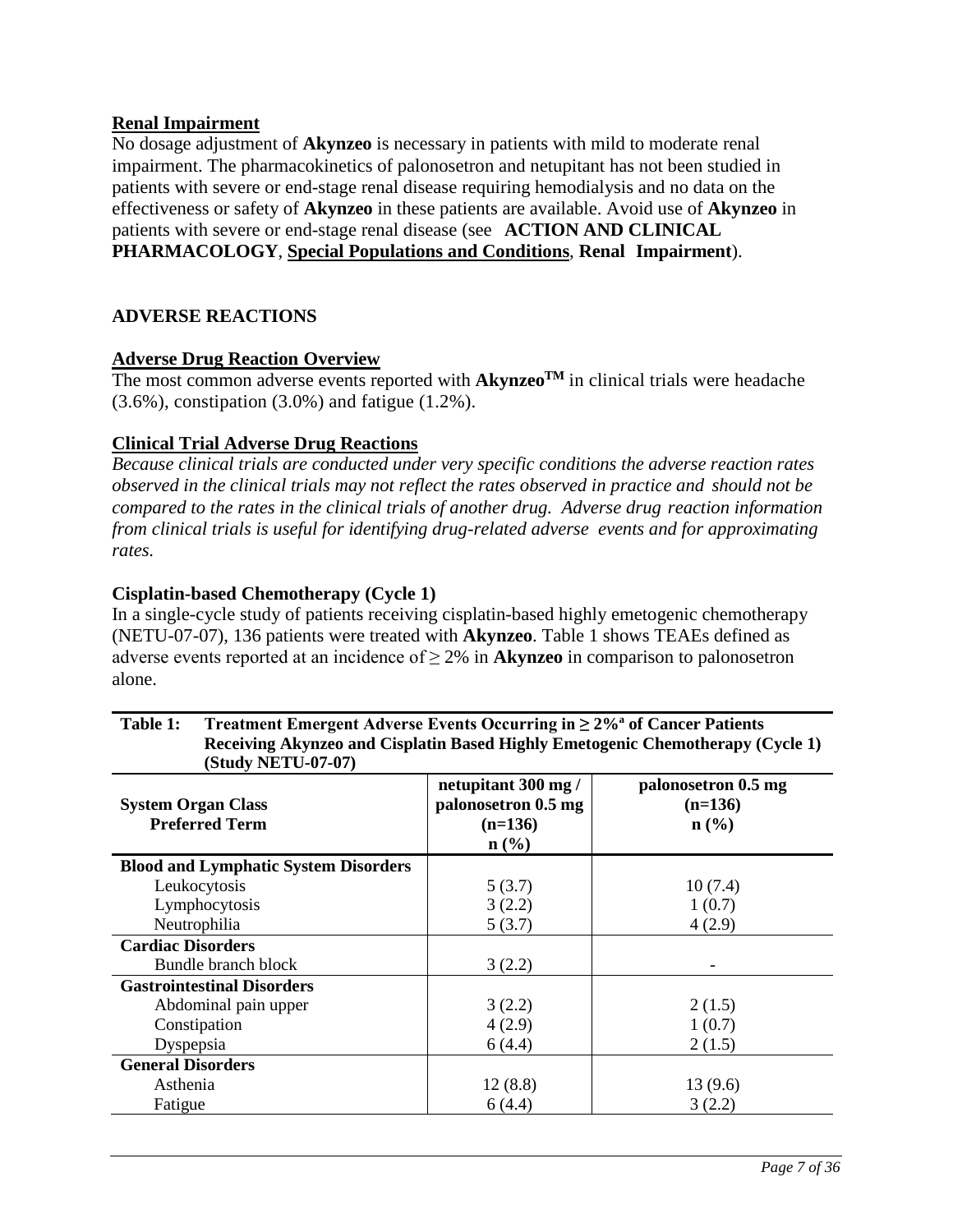**Renal Impairment**

No dosage adjustment of **Akynzeo** is necessary in patients with mild to moderate renal impairment. The pharmacokinetics of palonosetron and netupitant has not been studied in patients with severe or end-stage renal disease requiring hemodialysis and no data on the effectiveness or safety of **Akynzeo** in these patients are available. Avoid use of **Akynzeo** in patients with severe or end-stage renal disease (see **ACTION AND CLINICAL PHARMACOLOGY**, **Special Populations and Conditions**, **Renal Impairment**).

## ADVERSE REACTIONS

**Adverse Drug Reaction Overview**

The most common adverse events reported with **Akynzeo™** in clinical trials were headache (3.6%), constipation (3.0%) and fatigue (1.2%).

**Clinical Trial Adverse Drug Reactions**

*Because clinical trials are conducted under very specific conditions the adverse reaction rates observed in the clinical trials may not reflect the rates observed in practice and should not be compared to the rates in the clinical trials of another drug. Adverse drug reaction information from clinical trials is useful for identifying drug-related adverse events and for approximating rates.*

**Cisplatin-based Chemotherapy (Cycle 1)**

In a single-cycle study of patients receiving cisplatin-based highly emetogenic chemotherapy (NETU-07-07), 136 patients were treated with **Akynzeo**. Table 1 shows TEAEs defined as adverse events reported at an incidence of ≥ 2% in **Akynzeo** in comparison to palonosetron alone.

**Table 1: Treatment Emergent Adverse Events Occurring in ≥ 2%[a] of Cancer Patients Receiving Akynzeo and Cisplatin Based Highly Emetogenic Chemotherapy (Cycle 1) (Study NETU-07-07)**

| System Organ Class<br>Preferred Term | netupitant 300 mg / palonosetron 0.5 mg (n=136) n (%) | palonosetron 0.5 mg (n=136) n (%) |
|---|---|---|
| **Blood and Lymphatic System Disorders** | | |
| Leukocytosis | 5 (3.7) | 10 (7.4) |
| Lymphocytosis | 3 (2.2) | 1 (0.7) |
| Neutrophilia | 5 (3.7) | 4 (2.9) |
| **Cardiac Disorders** | | |
| Bundle branch block | 3 (2.2) | - |
| **Gastrointestinal Disorders** | | |
| Abdominal pain upper | 3 (2.2) | 2 (1.5) |
| Constipation | 4 (2.9) | 1 (0.7) |
| Dyspepsia | 6 (4.4) | 2 (1.5) |
| **General Disorders** | | |
| Asthenia | 12 (8.8) | 13 (9.6) |
| Fatigue | 6 (4.4) | 3 (2.2) |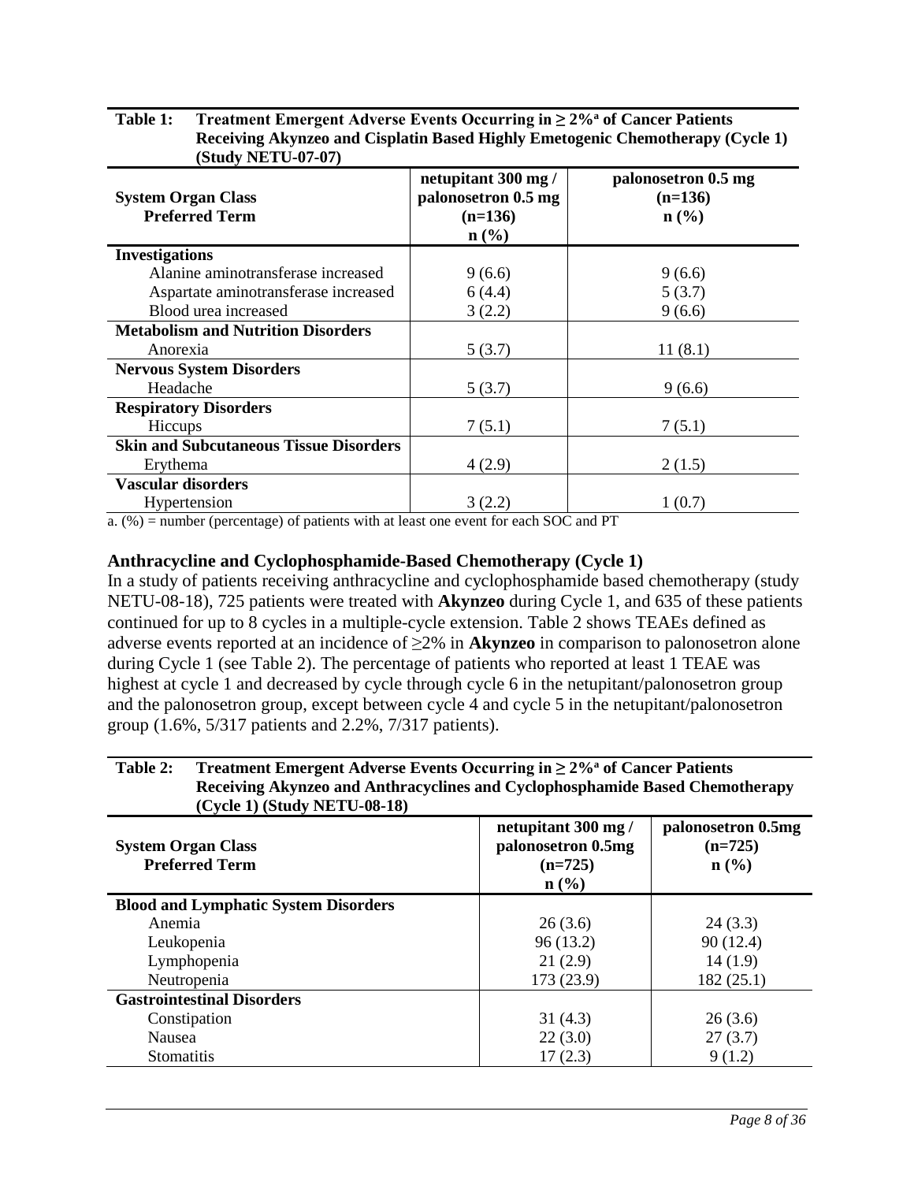**Table 1: Treatment Emergent Adverse Events Occurring in ≥ 2%[a] of Cancer Patients Receiving Akynzeo and Cisplatin Based Highly Emetogenic Chemotherapy (Cycle 1) (Study NETU-07-07)**

| System Organ Class<br>Preferred Term | netupitant 300 mg / palonosetron 0.5 mg (n=136) n (%) | palonosetron 0.5 mg (n=136) n (%) |
|---|---|---|
| **Investigations** | | |
| Alanine aminotransferase increased | 9 (6.6) | 9 (6.6) |
| Aspartate aminotransferase increased | 6 (4.4) | 5 (3.7) |
| Blood urea increased | 3 (2.2) | 9 (6.6) |
| **Metabolism and Nutrition Disorders** | | |
| Anorexia | 5 (3.7) | 11 (8.1) |
| **Nervous System Disorders** | | |
| Headache | 5 (3.7) | 9 (6.6) |
| **Respiratory Disorders** | | |
| Hiccups | 7 (5.1) | 7 (5.1) |
| **Skin and Subcutaneous Tissue Disorders** | | |
| Erythema | 4 (2.9) | 2 (1.5) |
| **Vascular disorders** | | |
| Hypertension | 3 (2.2) | 1 (0.7) |

a. (%) = number (percentage) of patients with at least one event for each SOC and PT

### Anthracycline and Cyclophosphamide-Based Chemotherapy (Cycle 1)

In a study of patients receiving anthracycline and cyclophosphamide based chemotherapy (study NETU-08-18), 725 patients were treated with **Akynzeo** during Cycle 1, and 635 of these patients continued for up to 8 cycles in a multiple-cycle extension. Table 2 shows TEAEs defined as adverse events reported at an incidence of ≥2% in **Akynzeo** in comparison to palonosetron alone during Cycle 1 (see Table 2). The percentage of patients who reported at least 1 TEAE was highest at cycle 1 and decreased by cycle through cycle 6 in the netupitant/palonosetron group and the palonosetron group, except between cycle 4 and cycle 5 in the netupitant/palonosetron group (1.6%, 5/317 patients and 2.2%, 7/317 patients).

**Table 2: Treatment Emergent Adverse Events Occurring in ≥ 2%[a] of Cancer Patients Receiving Akynzeo and Anthracyclines and Cyclophosphamide Based Chemotherapy (Cycle 1) (Study NETU-08-18)**

| System Organ Class<br>Preferred Term | netupitant 300 mg / palonosetron 0.5mg (n=725) n (%) | palonosetron 0.5mg (n=725) n (%) |
|---|---|---|
| **Blood and Lymphatic System Disorders** | | |
| Anemia | 26 (3.6) | 24 (3.3) |
| Leukopenia | 96 (13.2) | 90 (12.4) |
| Lymphopenia | 21 (2.9) | 14 (1.9) |
| Neutropenia | 173 (23.9) | 182 (25.1) |
| **Gastrointestinal Disorders** | | |
| Constipation | 31 (4.3) | 26 (3.6) |
| Nausea | 22 (3.0) | 27 (3.7) |
| Stomatitis | 17 (2.3) | 9 (1.2) |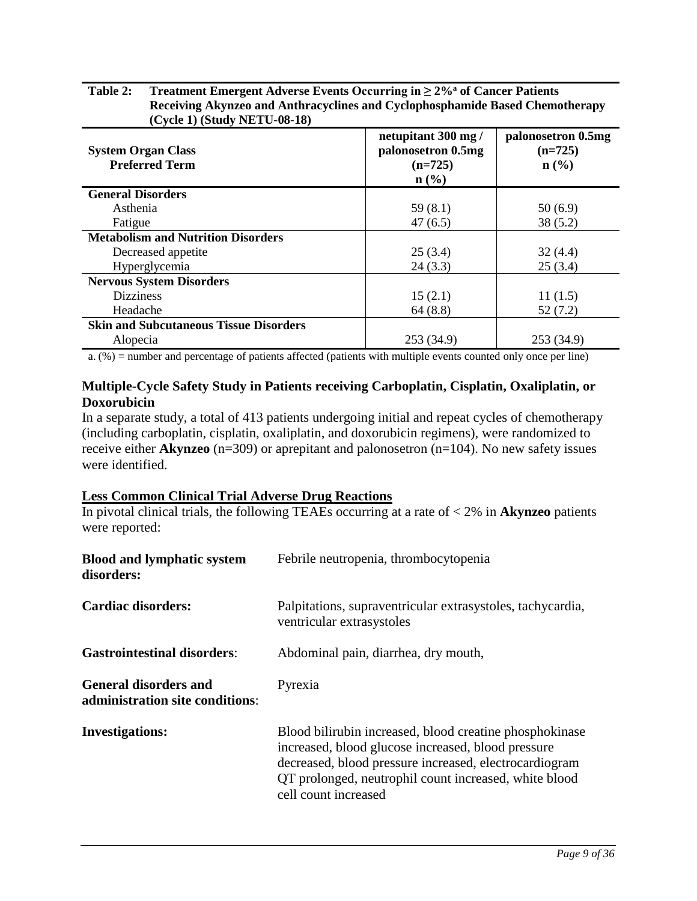**Table 2: Treatment Emergent Adverse Events Occurring in ≥ 2%[a] of Cancer Patients Receiving Akynzeo and Anthracyclines and Cyclophosphamide Based Chemotherapy (Cycle 1) (Study NETU-08-18)**

| System Organ Class<br>Preferred Term | netupitant 300 mg / palonosetron 0.5mg (n=725)<br>n (%) | palonosetron 0.5mg (n=725)<br>n (%) |
|---|---|---|
| **General Disorders** | | |
| Asthenia | 59 (8.1) | 50 (6.9) |
| Fatigue | 47 (6.5) | 38 (5.2) |
| **Metabolism and Nutrition Disorders** | | |
| Decreased appetite | 25 (3.4) | 32 (4.4) |
| Hyperglycemia | 24 (3.3) | 25 (3.4) |
| **Nervous System Disorders** | | |
| Dizziness | 15 (2.1) | 11 (1.5) |
| Headache | 64 (8.8) | 52 (7.2) |
| **Skin and Subcutaneous Tissue Disorders** | | |
| Alopecia | 253 (34.9) | 253 (34.9) |

a. (%) = number and percentage of patients affected (patients with multiple events counted only once per line)

### Multiple-Cycle Safety Study in Patients receiving Carboplatin, Cisplatin, Oxaliplatin, or Doxorubicin

In a separate study, a total of 413 patients undergoing initial and repeat cycles of chemotherapy (including carboplatin, cisplatin, oxaliplatin, and doxorubicin regimens), were randomized to receive either **Akynzeo** (n=309) or aprepitant and palonosetron (n=104). No new safety issues were identified.

### <u>Less Common Clinical Trial Adverse Drug Reactions</u>

In pivotal clinical trials, the following TEAEs occurring at a rate of < 2% in **Akynzeo** patients were reported:

**Blood and lymphatic system disorders:** Febrile neutropenia, thrombocytopenia

**Cardiac disorders:** Palpitations, supraventricular extrasystoles, tachycardia, ventricular extrasystoles

**Gastrointestinal disorders**: Abdominal pain, diarrhea, dry mouth,

**General disorders and administration site conditions**: Pyrexia

**Investigations:** Blood bilirubin increased, blood creatine phosphokinase increased, blood glucose increased, blood pressure decreased, blood pressure increased, electrocardiogram QT prolonged, neutrophil count increased, white blood cell count increased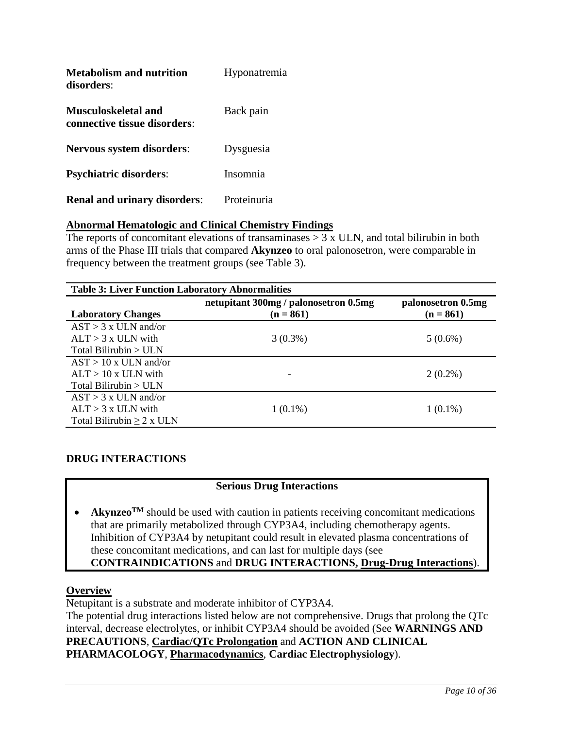| | |
|---|---|
| **Metabolism and nutrition disorders**: | Hyponatremia |
| **Musculoskeletal and connective tissue disorders**: | Back pain |
| **Nervous system disorders**: | Dysguesia |
| **Psychiatric disorders**: | Insomnia |
| **Renal and urinary disorders**: | Proteinuria |

**Abnormal Hematologic and Clinical Chemistry Findings**

The reports of concomitant elevations of transaminases > 3 x ULN, and total bilirubin in both arms of the Phase III trials that compared **Akynzeo** to oral palonosetron, were comparable in frequency between the treatment groups (see Table 3).

**Table 3: Liver Function Laboratory Abnormalities**

| Laboratory Changes | netupitant 300mg / palonosetron 0.5mg (n = 861) | palonosetron 0.5mg (n = 861) |
|---|---|---|
| AST > 3 x ULN and/or ALT > 3 x ULN with Total Bilirubin > ULN | 3 (0.3%) | 5 (0.6%) |
| AST > 10 x ULN and/or ALT > 10 x ULN with Total Bilirubin > ULN | - | 2 (0.2%) |
| AST > 3 x ULN and/or ALT > 3 x ULN with Total Bilirubin ≥ 2 x ULN | 1 (0.1%) | 1 (0.1%) |

## DRUG INTERACTIONS

**Serious Drug Interactions**

- **Akynzeo™** should be used with caution in patients receiving concomitant medications that are primarily metabolized through CYP3A4, including chemotherapy agents. Inhibition of CYP3A4 by netupitant could result in elevated plasma concentrations of these concomitant medications, and can last for multiple days (see **CONTRAINDICATIONS** and **DRUG INTERACTIONS, Drug-Drug Interactions**).

**Overview**

Netupitant is a substrate and moderate inhibitor of CYP3A4.
The potential drug interactions listed below are not comprehensive. Drugs that prolong the QTc interval, decrease electrolytes, or inhibit CYP3A4 should be avoided (See **WARNINGS AND PRECAUTIONS**, **Cardiac/QTc Prolongation** and **ACTION AND CLINICAL PHARMACOLOGY**, **Pharmacodynamics**, **Cardiac Electrophysiology**).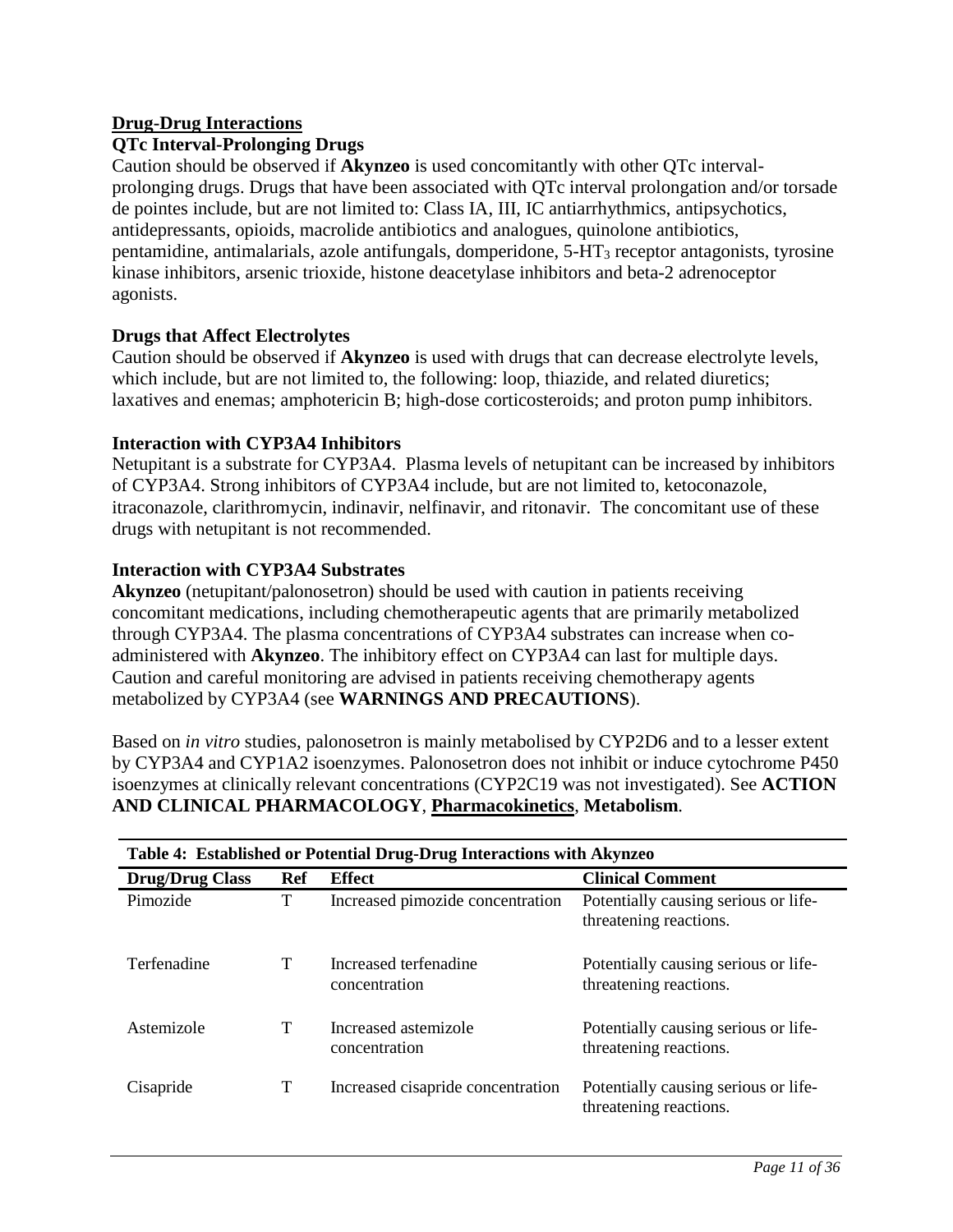## Drug-Drug Interactions

### QTc Interval-Prolonging Drugs

Caution should be observed if **Akynzeo** is used concomitantly with other QTc interval-prolonging drugs. Drugs that have been associated with QTc interval prolongation and/or torsade de pointes include, but are not limited to: Class IA, III, IC antiarrhythmics, antipsychotics, antidepressants, opioids, macrolide antibiotics and analogues, quinolone antibiotics, pentamidine, antimalarials, azole antifungals, domperidone, 5-$HT_3$ receptor antagonists, tyrosine kinase inhibitors, arsenic trioxide, histone deacetylase inhibitors and beta-2 adrenoceptor agonists.

### Drugs that Affect Electrolytes

Caution should be observed if **Akynzeo** is used with drugs that can decrease electrolyte levels, which include, but are not limited to, the following: loop, thiazide, and related diuretics; laxatives and enemas; amphotericin B; high-dose corticosteroids; and proton pump inhibitors.

### Interaction with CYP3A4 Inhibitors

Netupitant is a substrate for CYP3A4. Plasma levels of netupitant can be increased by inhibitors of CYP3A4. Strong inhibitors of CYP3A4 include, but are not limited to, ketoconazole, itraconazole, clarithromycin, indinavir, nelfinavir, and ritonavir. The concomitant use of these drugs with netupitant is not recommended.

### Interaction with CYP3A4 Substrates

**Akynzeo** (netupitant/palonosetron) should be used with caution in patients receiving concomitant medications, including chemotherapeutic agents that are primarily metabolized through CYP3A4. The plasma concentrations of CYP3A4 substrates can increase when co-administered with **Akynzeo**. The inhibitory effect on CYP3A4 can last for multiple days. Caution and careful monitoring are advised in patients receiving chemotherapy agents metabolized by CYP3A4 (see **WARNINGS AND PRECAUTIONS**).

Based on *in vitro* studies, palonosetron is mainly metabolised by CYP2D6 and to a lesser extent by CYP3A4 and CYP1A2 isoenzymes. Palonosetron does not inhibit or induce cytochrome P450 isoenzymes at clinically relevant concentrations (CYP2C19 was not investigated). See **ACTION AND CLINICAL PHARMACOLOGY**, **Pharmacokinetics**, **Metabolism**.

**Table 4: Established or Potential Drug-Drug Interactions with Akynzeo**

| Drug/Drug Class | Ref | Effect | Clinical Comment |
|---|---|---|---|
| Pimozide | T | Increased pimozide concentration | Potentially causing serious or life-threatening reactions. |
| Terfenadine | T | Increased terfenadine concentration | Potentially causing serious or life-threatening reactions. |
| Astemizole | T | Increased astemizole concentration | Potentially causing serious or life-threatening reactions. |
| Cisapride | T | Increased cisapride concentration | Potentially causing serious or life-threatening reactions. |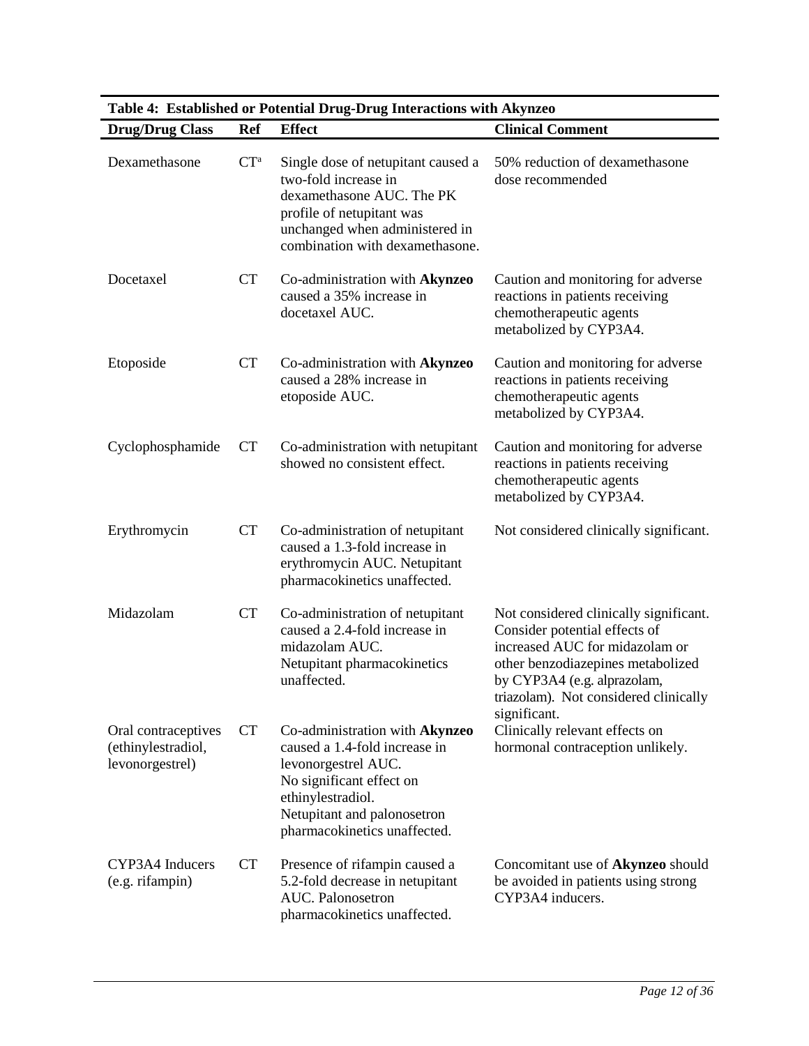**Table 4: Established or Potential Drug-Drug Interactions with Akynzeo**

| Drug/Drug Class | Ref | Effect | Clinical Comment |
|---|---|---|---|
| Dexamethasone | CT[a] | Single dose of netupitant caused a two-fold increase in dexamethasone AUC. The PK profile of netupitant was unchanged when administered in combination with dexamethasone. | 50% reduction of dexamethasone dose recommended |
| Docetaxel | CT | Co-administration with **Akynzeo** caused a 35% increase in docetaxel AUC. | Caution and monitoring for adverse reactions in patients receiving chemotherapeutic agents metabolized by CYP3A4. |
| Etoposide | CT | Co-administration with **Akynzeo** caused a 28% increase in etoposide AUC. | Caution and monitoring for adverse reactions in patients receiving chemotherapeutic agents metabolized by CYP3A4. |
| Cyclophosphamide | CT | Co-administration with netupitant showed no consistent effect. | Caution and monitoring for adverse reactions in patients receiving chemotherapeutic agents metabolized by CYP3A4. |
| Erythromycin | CT | Co-administration of netupitant caused a 1.3-fold increase in erythromycin AUC. Netupitant pharmacokinetics unaffected. | Not considered clinically significant. |
| Midazolam | CT | Co-administration of netupitant caused a 2.4-fold increase in midazolam AUC. Netupitant pharmacokinetics unaffected. | Not considered clinically significant. Consider potential effects of increased AUC for midazolam or other benzodiazepines metabolized by CYP3A4 (e.g. alprazolam, triazolam). Not considered clinically significant. |
| Oral contraceptives (ethinylestradiol, levonorgestrel) | CT | Co-administration with **Akynzeo** caused a 1.4-fold increase in levonorgestrel AUC. No significant effect on ethinylestradiol. Netupitant and palonosetron pharmacokinetics unaffected. | Clinically relevant effects on hormonal contraception unlikely. |
| CYP3A4 Inducers (e.g. rifampin) | CT | Presence of rifampin caused a 5.2-fold decrease in netupitant AUC. Palonosetron pharmacokinetics unaffected. | Concomitant use of **Akynzeo** should be avoided in patients using strong CYP3A4 inducers. |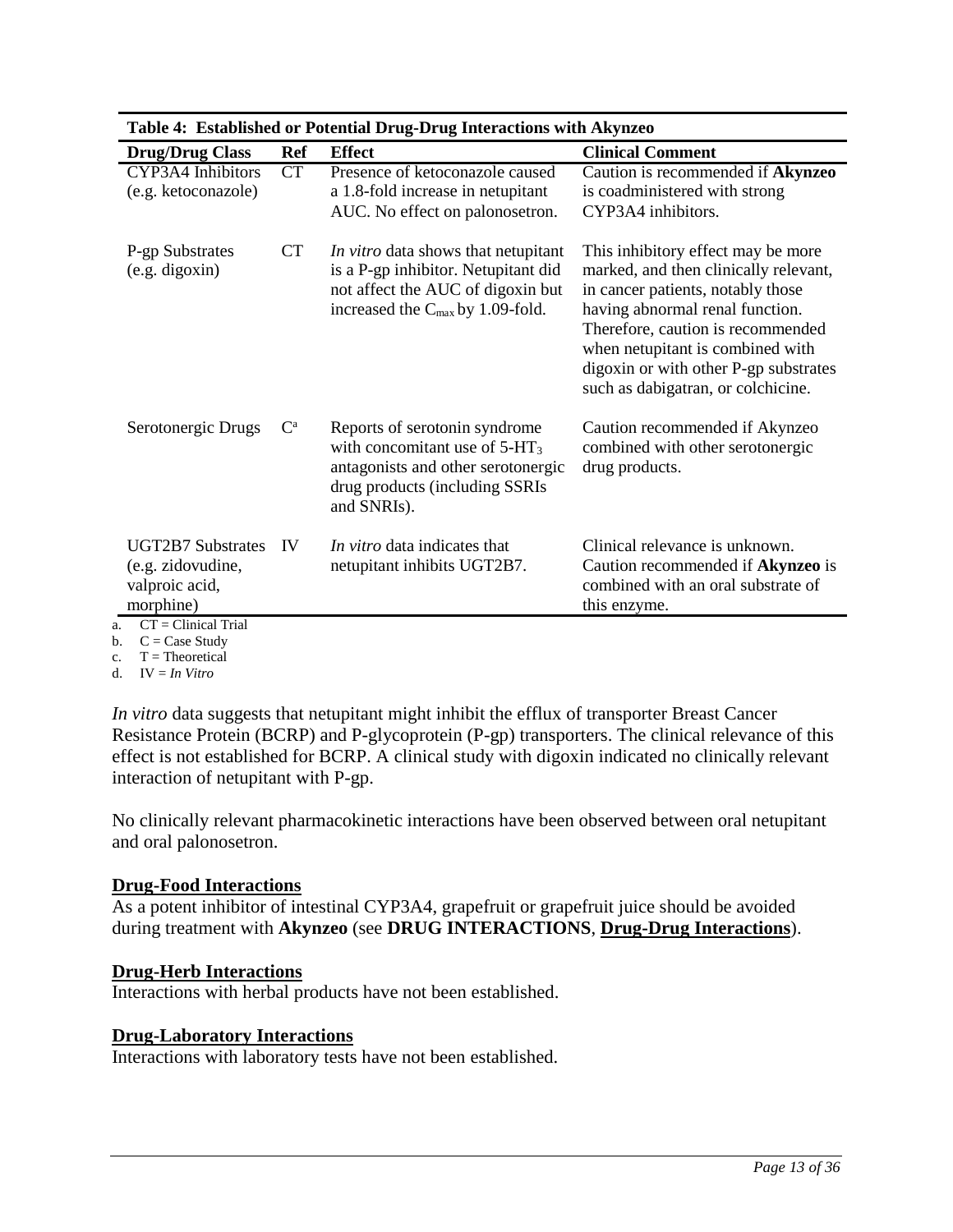**Table 4: Established or Potential Drug-Drug Interactions with Akynzeo**

| Drug/Drug Class | Ref | Effect | Clinical Comment |
|---|---|---|---|
| CYP3A4 Inhibitors (e.g. ketoconazole) | CT | Presence of ketoconazole caused a 1.8-fold increase in netupitant AUC. No effect on palonosetron. | Caution is recommended if **Akynzeo** is coadministered with strong CYP3A4 inhibitors. |
| P-gp Substrates (e.g. digoxin) | CT | *In vitro* data shows that netupitant is a P-gp inhibitor. Netupitant did not affect the AUC of digoxin but increased the $C_{max}$ by 1.09-fold. | This inhibitory effect may be more marked, and then clinically relevant, in cancer patients, notably those having abnormal renal function. Therefore, caution is recommended when netupitant is combined with digoxin or with other P-gp substrates such as dabigatran, or colchicine. |
| Serotonergic Drugs | C[a] | Reports of serotonin syndrome with concomitant use of 5-$HT_3$ antagonists and other serotonergic drug products (including SSRIs and SNRIs). | Caution recommended if Akynzeo combined with other serotonergic drug products. |
| UGT2B7 Substrates (e.g. zidovudine, valproic acid, morphine) | IV | *In vitro* data indicates that netupitant inhibits UGT2B7. | Clinical relevance is unknown. Caution recommended if **Akynzeo** is combined with an oral substrate of this enzyme. |

a. CT = Clinical Trial
b. C = Case Study
c. T = Theoretical
d. IV = *In Vitro*

*In vitro* data suggests that netupitant might inhibit the efflux of transporter Breast Cancer Resistance Protein (BCRP) and P-glycoprotein (P-gp) transporters. The clinical relevance of this effect is not established for BCRP. A clinical study with digoxin indicated no clinically relevant interaction of netupitant with P-gp.

No clinically relevant pharmacokinetic interactions have been observed between oral netupitant and oral palonosetron.

**Drug-Food Interactions**

As a potent inhibitor of intestinal CYP3A4, grapefruit or grapefruit juice should be avoided during treatment with **Akynzeo** (see **DRUG INTERACTIONS**, **Drug-Drug Interactions**).

**Drug-Herb Interactions**

Interactions with herbal products have not been established.

**Drug-Laboratory Interactions**

Interactions with laboratory tests have not been established.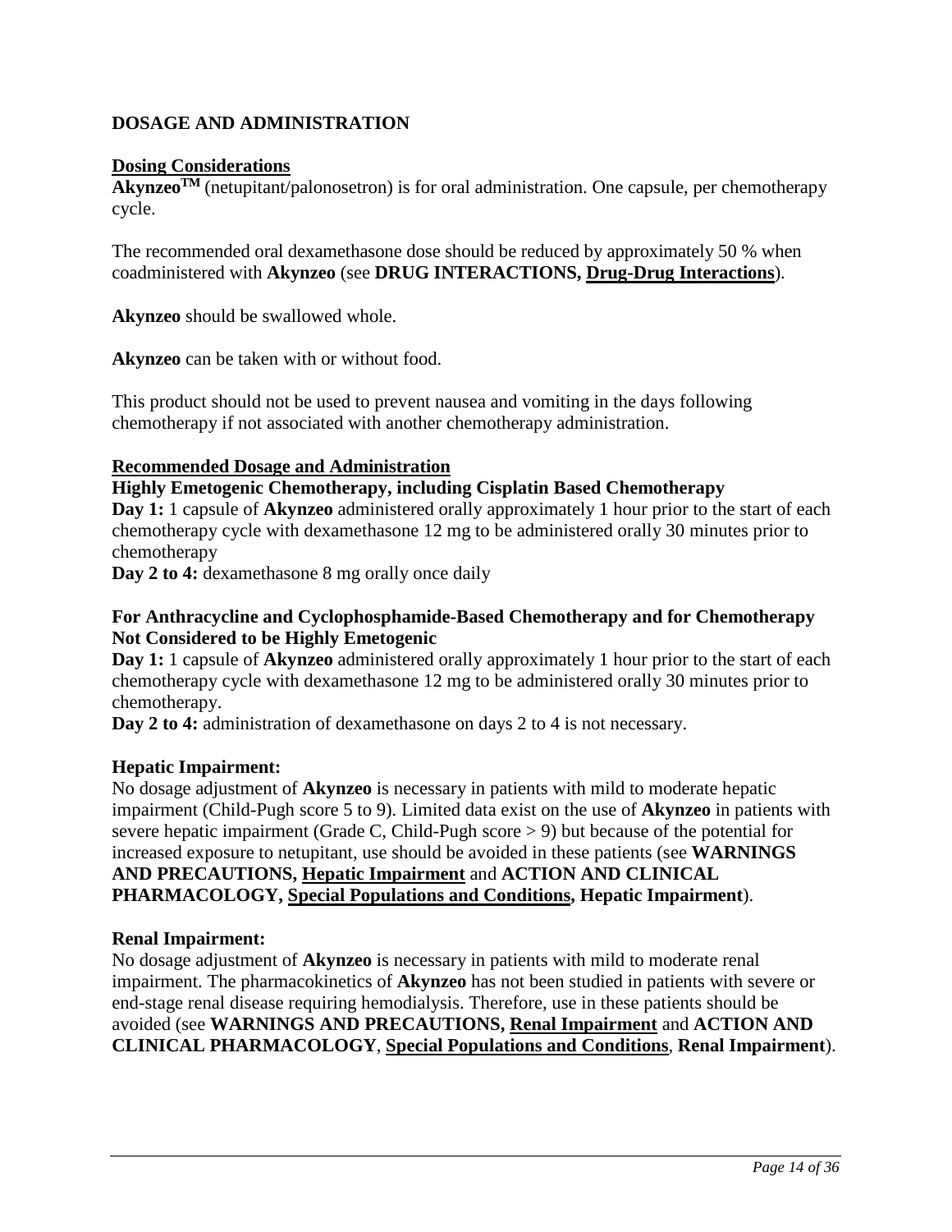## DOSAGE AND ADMINISTRATION

### Dosing Considerations

**Akynzeo**™ (netupitant/palonosetron) is for oral administration. One capsule, per chemotherapy cycle.

The recommended oral dexamethasone dose should be reduced by approximately 50 % when coadministered with **Akynzeo** (see **DRUG INTERACTIONS, Drug-Drug Interactions**).

**Akynzeo** should be swallowed whole.

**Akynzeo** can be taken with or without food.

This product should not be used to prevent nausea and vomiting in the days following chemotherapy if not associated with another chemotherapy administration.

### Recommended Dosage and Administration

**Highly Emetogenic Chemotherapy, including Cisplatin Based Chemotherapy**

**Day 1:** 1 capsule of **Akynzeo** administered orally approximately 1 hour prior to the start of each chemotherapy cycle with dexamethasone 12 mg to be administered orally 30 minutes prior to chemotherapy

**Day 2 to 4:** dexamethasone 8 mg orally once daily

**For Anthracycline and Cyclophosphamide-Based Chemotherapy and for Chemotherapy Not Considered to be Highly Emetogenic**

**Day 1:** 1 capsule of **Akynzeo** administered orally approximately 1 hour prior to the start of each chemotherapy cycle with dexamethasone 12 mg to be administered orally 30 minutes prior to chemotherapy.

**Day 2 to 4:** administration of dexamethasone on days 2 to 4 is not necessary.

**Hepatic Impairment:**

No dosage adjustment of **Akynzeo** is necessary in patients with mild to moderate hepatic impairment (Child-Pugh score 5 to 9). Limited data exist on the use of **Akynzeo** in patients with severe hepatic impairment (Grade C, Child-Pugh score > 9) but because of the potential for increased exposure to netupitant, use should be avoided in these patients (see **WARNINGS AND PRECAUTIONS, Hepatic Impairment** and **ACTION AND CLINICAL PHARMACOLOGY, Special Populations and Conditions, Hepatic Impairment**).

**Renal Impairment:**

No dosage adjustment of **Akynzeo** is necessary in patients with mild to moderate renal impairment. The pharmacokinetics of **Akynzeo** has not been studied in patients with severe or end-stage renal disease requiring hemodialysis. Therefore, use in these patients should be avoided (see **WARNINGS AND PRECAUTIONS, Renal Impairment** and **ACTION AND CLINICAL PHARMACOLOGY**, **Special Populations and Conditions**, **Renal Impairment**).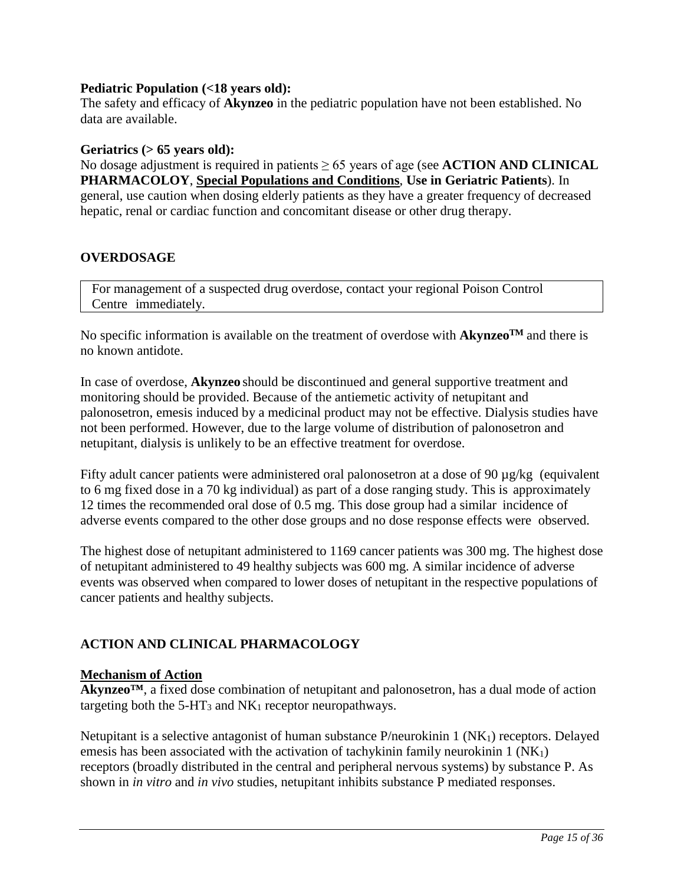**Pediatric Population (<18 years old):**
The safety and efficacy of **Akynzeo** in the pediatric population have not been established. No data are available.

**Geriatrics (> 65 years old):**
No dosage adjustment is required in patients ≥ 65 years of age (see **ACTION AND CLINICAL PHARMACOLOY**, **Special Populations and Conditions**, **Use in Geriatric Patients**). In general, use caution when dosing elderly patients as they have a greater frequency of decreased hepatic, renal or cardiac function and concomitant disease or other drug therapy.

## OVERDOSAGE

| For management of a suspected drug overdose, contact your regional Poison Control Centre immediately. |
|---|

No specific information is available on the treatment of overdose with **Akynzeo™** and there is no known antidote.

In case of overdose, **Akynzeo** should be discontinued and general supportive treatment and monitoring should be provided. Because of the antiemetic activity of netupitant and palonosetron, emesis induced by a medicinal product may not be effective. Dialysis studies have not been performed. However, due to the large volume of distribution of palonosetron and netupitant, dialysis is unlikely to be an effective treatment for overdose.

Fifty adult cancer patients were administered oral palonosetron at a dose of 90 µg/kg (equivalent to 6 mg fixed dose in a 70 kg individual) as part of a dose ranging study. This is approximately 12 times the recommended oral dose of 0.5 mg. This dose group had a similar incidence of adverse events compared to the other dose groups and no dose response effects were observed.

The highest dose of netupitant administered to 1169 cancer patients was 300 mg. The highest dose of netupitant administered to 49 healthy subjects was 600 mg. A similar incidence of adverse events was observed when compared to lower doses of netupitant in the respective populations of cancer patients and healthy subjects.

## ACTION AND CLINICAL PHARMACOLOGY

### Mechanism of Action

**Akynzeo™**, a fixed dose combination of netupitant and palonosetron, has a dual mode of action targeting both the 5-$HT_3$ and $NK_1$ receptor neuropathways.

Netupitant is a selective antagonist of human substance P/neurokinin 1 ($NK_1$) receptors. Delayed emesis has been associated with the activation of tachykinin family neurokinin 1 ($NK_1$) receptors (broadly distributed in the central and peripheral nervous systems) by substance P. As shown in *in vitro* and *in vivo* studies, netupitant inhibits substance P mediated responses.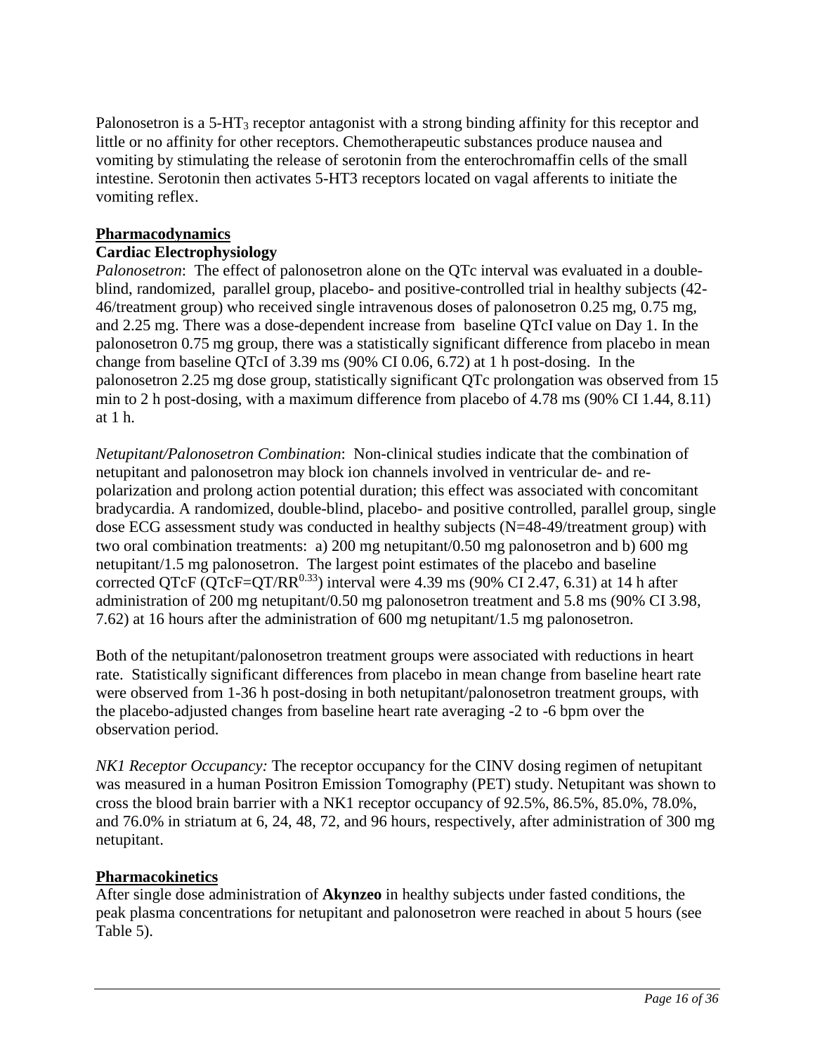Palonosetron is a 5-$HT_3$ receptor antagonist with a strong binding affinity for this receptor and little or no affinity for other receptors. Chemotherapeutic substances produce nausea and vomiting by stimulating the release of serotonin from the enterochromaffin cells of the small intestine. Serotonin then activates 5-HT3 receptors located on vagal afferents to initiate the vomiting reflex.

## Pharmacodynamics

### Cardiac Electrophysiology

*Palonosetron*: The effect of palonosetron alone on the QTc interval was evaluated in a double-blind, randomized, parallel group, placebo- and positive-controlled trial in healthy subjects (42-46/treatment group) who received single intravenous doses of palonosetron 0.25 mg, 0.75 mg, and 2.25 mg. There was a dose-dependent increase from baseline QTcI value on Day 1. In the palonosetron 0.75 mg group, there was a statistically significant difference from placebo in mean change from baseline QTcI of 3.39 ms (90% CI 0.06, 6.72) at 1 h post-dosing. In the palonosetron 2.25 mg dose group, statistically significant QTc prolongation was observed from 15 min to 2 h post-dosing, with a maximum difference from placebo of 4.78 ms (90% CI 1.44, 8.11) at 1 h.

*Netupitant/Palonosetron Combination*: Non-clinical studies indicate that the combination of netupitant and palonosetron may block ion channels involved in ventricular de- and re-polarization and prolong action potential duration; this effect was associated with concomitant bradycardia. A randomized, double-blind, placebo- and positive controlled, parallel group, single dose ECG assessment study was conducted in healthy subjects (N=48-49/treatment group) with two oral combination treatments: a) 200 mg netupitant/0.50 mg palonosetron and b) 600 mg netupitant/1.5 mg palonosetron. The largest point estimates of the placebo and baseline corrected QTcF ($QTcF=QT/RR^{0.33}$) interval were 4.39 ms (90% CI 2.47, 6.31) at 14 h after administration of 200 mg netupitant/0.50 mg palonosetron treatment and 5.8 ms (90% CI 3.98, 7.62) at 16 hours after the administration of 600 mg netupitant/1.5 mg palonosetron.

Both of the netupitant/palonosetron treatment groups were associated with reductions in heart rate. Statistically significant differences from placebo in mean change from baseline heart rate were observed from 1-36 h post-dosing in both netupitant/palonosetron treatment groups, with the placebo-adjusted changes from baseline heart rate averaging -2 to -6 bpm over the observation period.

*NK1 Receptor Occupancy:* The receptor occupancy for the CINV dosing regimen of netupitant was measured in a human Positron Emission Tomography (PET) study. Netupitant was shown to cross the blood brain barrier with a NK1 receptor occupancy of 92.5%, 86.5%, 85.0%, 78.0%, and 76.0% in striatum at 6, 24, 48, 72, and 96 hours, respectively, after administration of 300 mg netupitant.

## Pharmacokinetics

After single dose administration of **Akynzeo** in healthy subjects under fasted conditions, the peak plasma concentrations for netupitant and palonosetron were reached in about 5 hours (see Table 5).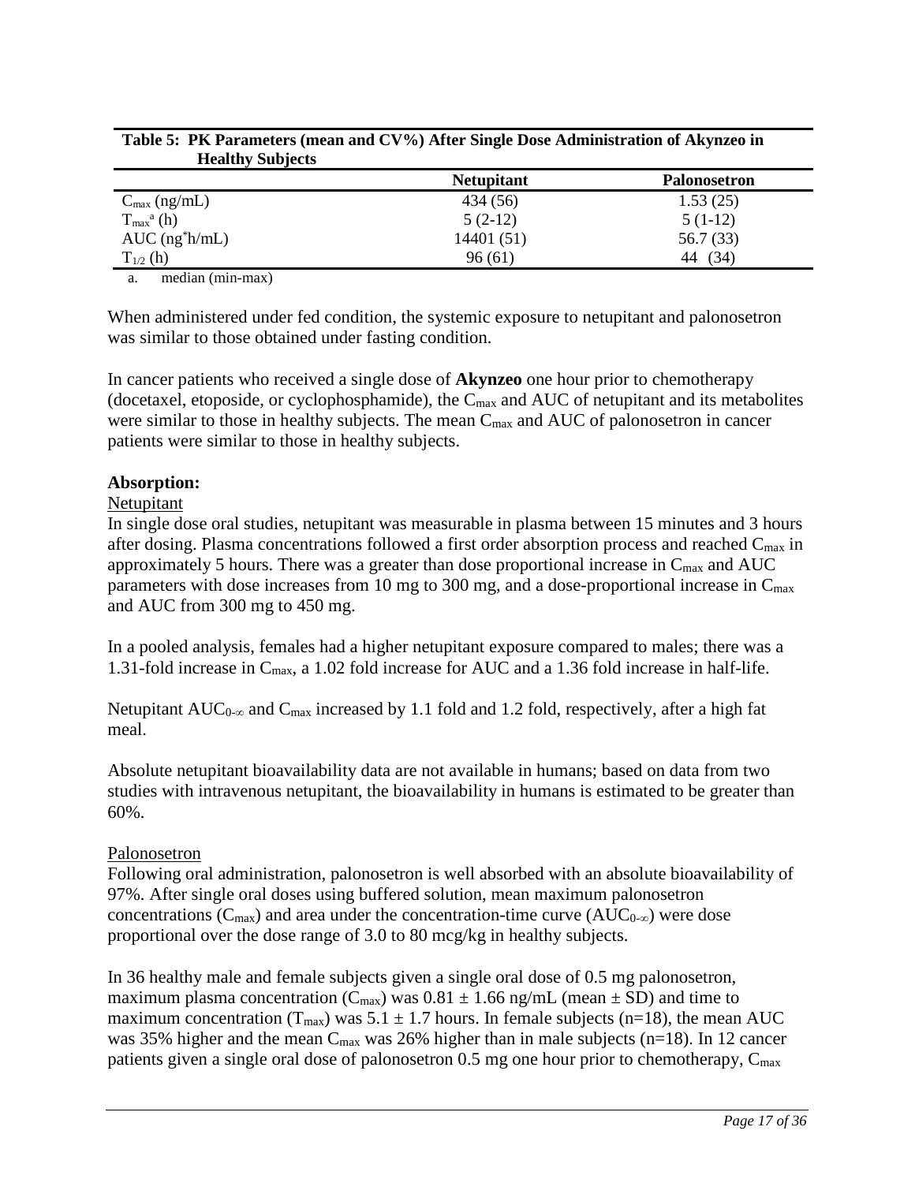**Table 5: PK Parameters (mean and CV%) After Single Dose Administration of Akynzeo in Healthy Subjects**

| | Netupitant | Palonosetron |
|---|---|---|
| $C_{max}$ (ng/mL) | 434 (56) | 1.53 (25) |
| $T_{max}{}^{a}$ (h) | 5 (2-12) | 5 (1-12) |
| AUC (ng*h/mL) | 14401 (51) | 56.7 (33) |
| $T_{1/2}$ (h) | 96 (61) | 44 (34) |

a. median (min-max)

When administered under fed condition, the systemic exposure to netupitant and palonosetron was similar to those obtained under fasting condition.

In cancer patients who received a single dose of **Akynzeo** one hour prior to chemotherapy (docetaxel, etoposide, or cyclophosphamide), the $C_{max}$ and AUC of netupitant and its metabolites were similar to those in healthy subjects. The mean $C_{max}$ and AUC of palonosetron in cancer patients were similar to those in healthy subjects.

**Absorption:**

Netupitant

In single dose oral studies, netupitant was measurable in plasma between 15 minutes and 3 hours after dosing. Plasma concentrations followed a first order absorption process and reached $C_{max}$ in approximately 5 hours. There was a greater than dose proportional increase in $C_{max}$ and AUC parameters with dose increases from 10 mg to 300 mg, and a dose-proportional increase in $C_{max}$ and AUC from 300 mg to 450 mg.

In a pooled analysis, females had a higher netupitant exposure compared to males; there was a 1.31-fold increase in $C_{max}$, a 1.02 fold increase for AUC and a 1.36 fold increase in half-life.

Netupitant $AUC_{0-\infty}$ and $C_{max}$ increased by 1.1 fold and 1.2 fold, respectively, after a high fat meal.

Absolute netupitant bioavailability data are not available in humans; based on data from two studies with intravenous netupitant, the bioavailability in humans is estimated to be greater than 60%.

Palonosetron

Following oral administration, palonosetron is well absorbed with an absolute bioavailability of 97%. After single oral doses using buffered solution, mean maximum palonosetron concentrations ($C_{max}$) and area under the concentration-time curve ($AUC_{0-\infty}$) were dose proportional over the dose range of 3.0 to 80 mcg/kg in healthy subjects.

In 36 healthy male and female subjects given a single oral dose of 0.5 mg palonosetron, maximum plasma concentration ($C_{max}$) was $0.81 \pm 1.66$ ng/mL (mean $\pm$ SD) and time to maximum concentration ($T_{max}$) was $5.1 \pm 1.7$ hours. In female subjects (n=18), the mean AUC was 35% higher and the mean $C_{max}$ was 26% higher than in male subjects (n=18). In 12 cancer patients given a single oral dose of palonosetron 0.5 mg one hour prior to chemotherapy, $C_{max}$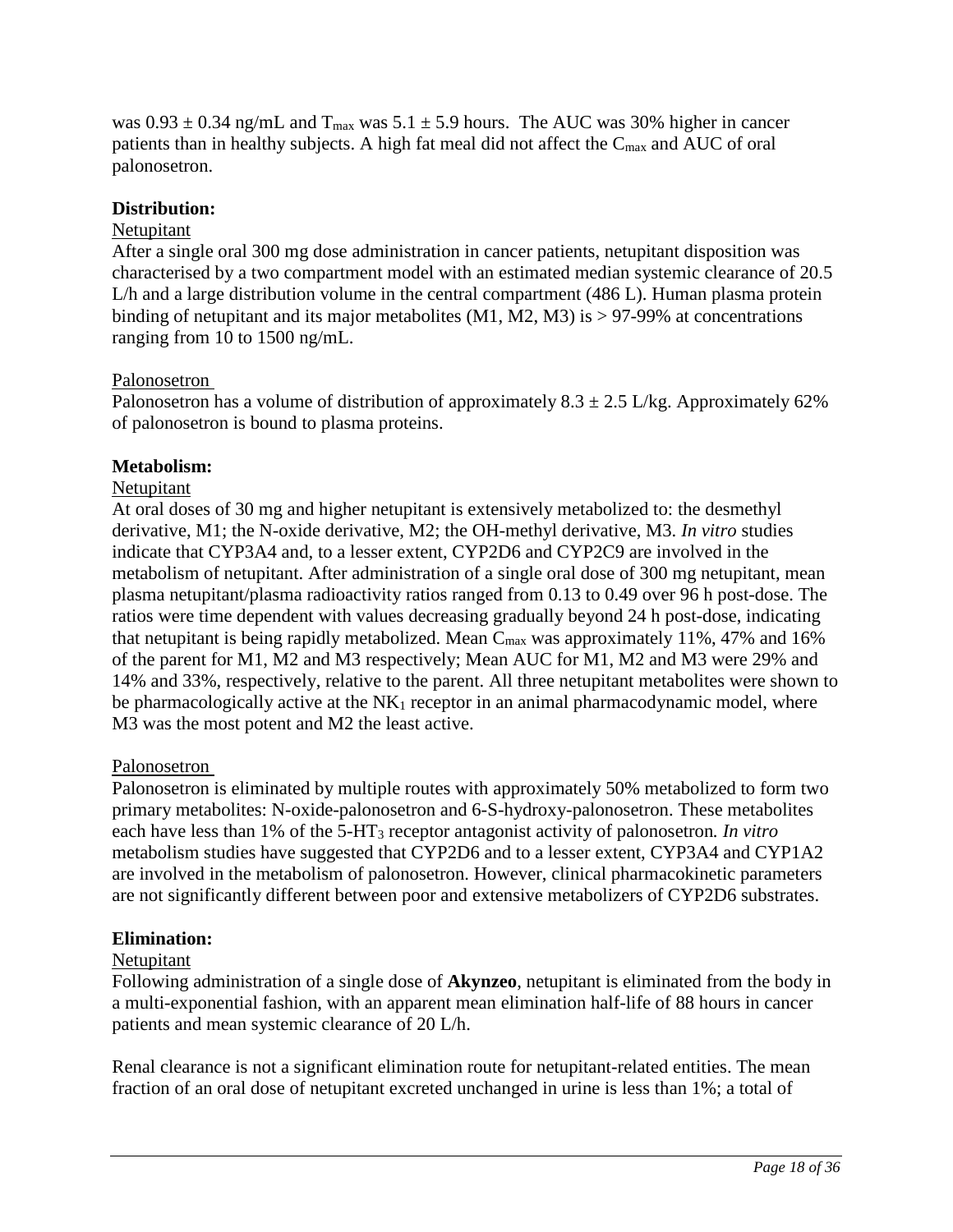was $0.93 \pm 0.34$ ng/mL and $T_{max}$ was $5.1 \pm 5.9$ hours. The AUC was 30% higher in cancer patients than in healthy subjects. A high fat meal did not affect the $C_{max}$ and AUC of oral palonosetron.

**Distribution:**

Netupitant

After a single oral 300 mg dose administration in cancer patients, netupitant disposition was characterised by a two compartment model with an estimated median systemic clearance of 20.5 L/h and a large distribution volume in the central compartment (486 L). Human plasma protein binding of netupitant and its major metabolites (M1, M2, M3) is > 97-99% at concentrations ranging from 10 to 1500 ng/mL.

Palonosetron

Palonosetron has a volume of distribution of approximately $8.3 \pm 2.5$ L/kg. Approximately 62% of palonosetron is bound to plasma proteins.

**Metabolism:**

Netupitant

At oral doses of 30 mg and higher netupitant is extensively metabolized to: the desmethyl derivative, M1; the N-oxide derivative, M2; the OH-methyl derivative, M3. *In vitro* studies indicate that CYP3A4 and, to a lesser extent, CYP2D6 and CYP2C9 are involved in the metabolism of netupitant. After administration of a single oral dose of 300 mg netupitant, mean plasma netupitant/plasma radioactivity ratios ranged from 0.13 to 0.49 over 96 h post-dose. The ratios were time dependent with values decreasing gradually beyond 24 h post-dose, indicating that netupitant is being rapidly metabolized. Mean $C_{max}$ was approximately 11%, 47% and 16% of the parent for M1, M2 and M3 respectively; Mean AUC for M1, M2 and M3 were 29% and 14% and 33%, respectively, relative to the parent. All three netupitant metabolites were shown to be pharmacologically active at the $NK_1$ receptor in an animal pharmacodynamic model, where M3 was the most potent and M2 the least active.

Palonosetron

Palonosetron is eliminated by multiple routes with approximately 50% metabolized to form two primary metabolites: N-oxide-palonosetron and 6-S-hydroxy-palonosetron. These metabolites each have less than 1% of the $5\text{-}HT_3$ receptor antagonist activity of palonosetron. *In vitro* metabolism studies have suggested that CYP2D6 and to a lesser extent, CYP3A4 and CYP1A2 are involved in the metabolism of palonosetron. However, clinical pharmacokinetic parameters are not significantly different between poor and extensive metabolizers of CYP2D6 substrates.

**Elimination:**

Netupitant

Following administration of a single dose of **Akynzeo**, netupitant is eliminated from the body in a multi-exponential fashion, with an apparent mean elimination half-life of 88 hours in cancer patients and mean systemic clearance of 20 L/h.

Renal clearance is not a significant elimination route for netupitant-related entities. The mean fraction of an oral dose of netupitant excreted unchanged in urine is less than 1%; a total of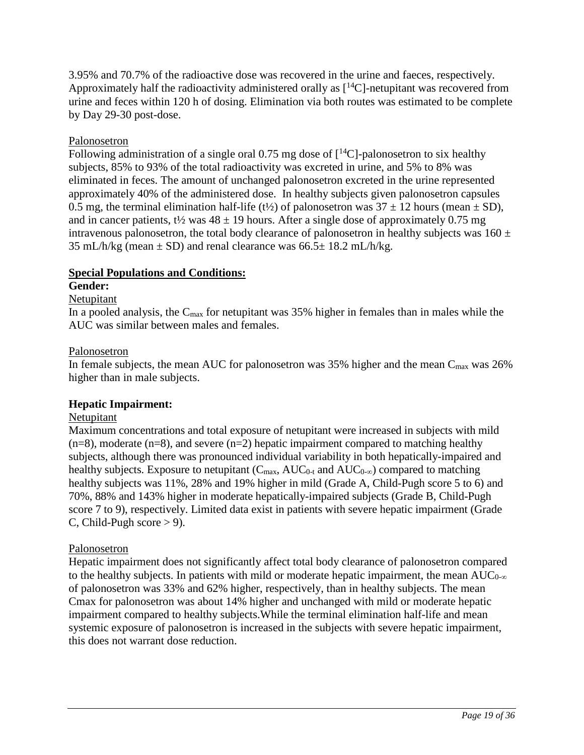3.95% and 70.7% of the radioactive dose was recovered in the urine and faeces, respectively. Approximately half the radioactivity administered orally as [$^{14}$C]-netupitant was recovered from urine and feces within 120 h of dosing. Elimination via both routes was estimated to be complete by Day 29-30 post-dose.

Palonosetron

Following administration of a single oral 0.75 mg dose of [$^{14}$C]-palonosetron to six healthy subjects, 85% to 93% of the total radioactivity was excreted in urine, and 5% to 8% was eliminated in feces. The amount of unchanged palonosetron excreted in the urine represented approximately 40% of the administered dose. In healthy subjects given palonosetron capsules 0.5 mg, the terminal elimination half-life ($t½$) of palonosetron was $37 \pm 12$ hours (mean $\pm$ SD), and in cancer patients, $t½$ was $48 \pm 19$ hours. After a single dose of approximately 0.75 mg intravenous palonosetron, the total body clearance of palonosetron in healthy subjects was $160 \pm 35$ mL/h/kg (mean $\pm$ SD) and renal clearance was $66.5 \pm 18.2$ mL/h/kg.

**Special Populations and Conditions:**

**Gender:**

Netupitant

In a pooled analysis, the $C_{max}$ for netupitant was 35% higher in females than in males while the AUC was similar between males and females.

Palonosetron

In female subjects, the mean AUC for palonosetron was 35% higher and the mean $C_{max}$ was 26% higher than in male subjects.

**Hepatic Impairment:**

Netupitant

Maximum concentrations and total exposure of netupitant were increased in subjects with mild (n=8), moderate (n=8), and severe (n=2) hepatic impairment compared to matching healthy subjects, although there was pronounced individual variability in both hepatically-impaired and healthy subjects. Exposure to netupitant ($C_{max}$, $AUC_{0\text{-}t}$ and $AUC_{0\text{-}\infty}$) compared to matching healthy subjects was 11%, 28% and 19% higher in mild (Grade A, Child-Pugh score 5 to 6) and 70%, 88% and 143% higher in moderate hepatically-impaired subjects (Grade B, Child-Pugh score 7 to 9), respectively. Limited data exist in patients with severe hepatic impairment (Grade C, Child-Pugh score > 9).

Palonosetron

Hepatic impairment does not significantly affect total body clearance of palonosetron compared to the healthy subjects. In patients with mild or moderate hepatic impairment, the mean $AUC_{0\text{-}\infty}$ of palonosetron was 33% and 62% higher, respectively, than in healthy subjects. The mean Cmax for palonosetron was about 14% higher and unchanged with mild or moderate hepatic impairment compared to healthy subjects.While the terminal elimination half-life and mean systemic exposure of palonosetron is increased in the subjects with severe hepatic impairment, this does not warrant dose reduction.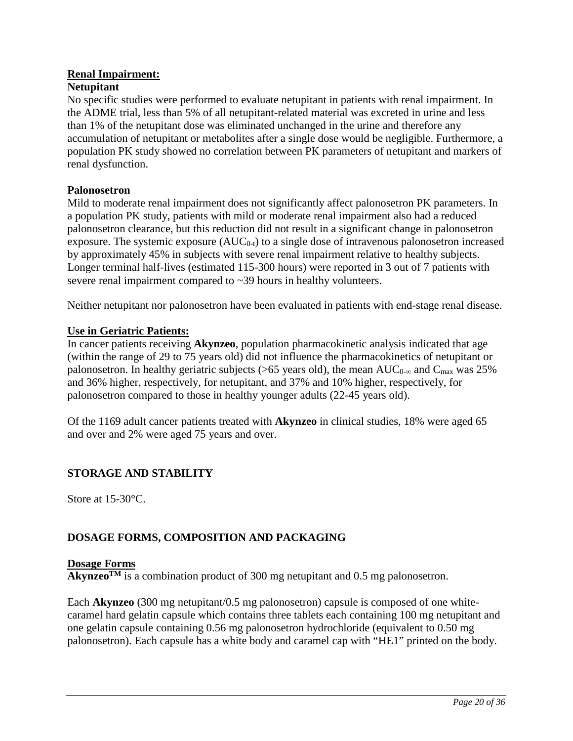**Renal Impairment:**

**Netupitant**

No specific studies were performed to evaluate netupitant in patients with renal impairment. In the ADME trial, less than 5% of all netupitant-related material was excreted in urine and less than 1% of the netupitant dose was eliminated unchanged in the urine and therefore any accumulation of netupitant or metabolites after a single dose would be negligible. Furthermore, a population PK study showed no correlation between PK parameters of netupitant and markers of renal dysfunction.

**Palonosetron**

Mild to moderate renal impairment does not significantly affect palonosetron PK parameters. In a population PK study, patients with mild or moderate renal impairment also had a reduced palonosetron clearance, but this reduction did not result in a significant change in palonosetron exposure. The systemic exposure ($AUC_{0\text{-}t}$) to a single dose of intravenous palonosetron increased by approximately 45% in subjects with severe renal impairment relative to healthy subjects. Longer terminal half-lives (estimated 115-300 hours) were reported in 3 out of 7 patients with severe renal impairment compared to ~39 hours in healthy volunteers.

Neither netupitant nor palonosetron have been evaluated in patients with end-stage renal disease.

**Use in Geriatric Patients:**

In cancer patients receiving **Akynzeo**, population pharmacokinetic analysis indicated that age (within the range of 29 to 75 years old) did not influence the pharmacokinetics of netupitant or palonosetron. In healthy geriatric subjects (>65 years old), the mean $AUC_{0\text{-}\infty}$ and $C_{max}$ was 25% and 36% higher, respectively, for netupitant, and 37% and 10% higher, respectively, for palonosetron compared to those in healthy younger adults (22-45 years old).

Of the 1169 adult cancer patients treated with **Akynzeo** in clinical studies, 18% were aged 65 and over and 2% were aged 75 years and over.

## STORAGE AND STABILITY

Store at 15-30°C.

## DOSAGE FORMS, COMPOSITION AND PACKAGING

**Dosage Forms**

**Akynzeo™** is a combination product of 300 mg netupitant and 0.5 mg palonosetron.

Each **Akynzeo** (300 mg netupitant/0.5 mg palonosetron) capsule is composed of one white-caramel hard gelatin capsule which contains three tablets each containing 100 mg netupitant and one gelatin capsule containing 0.56 mg palonosetron hydrochloride (equivalent to 0.50 mg palonosetron). Each capsule has a white body and caramel cap with "HE1" printed on the body.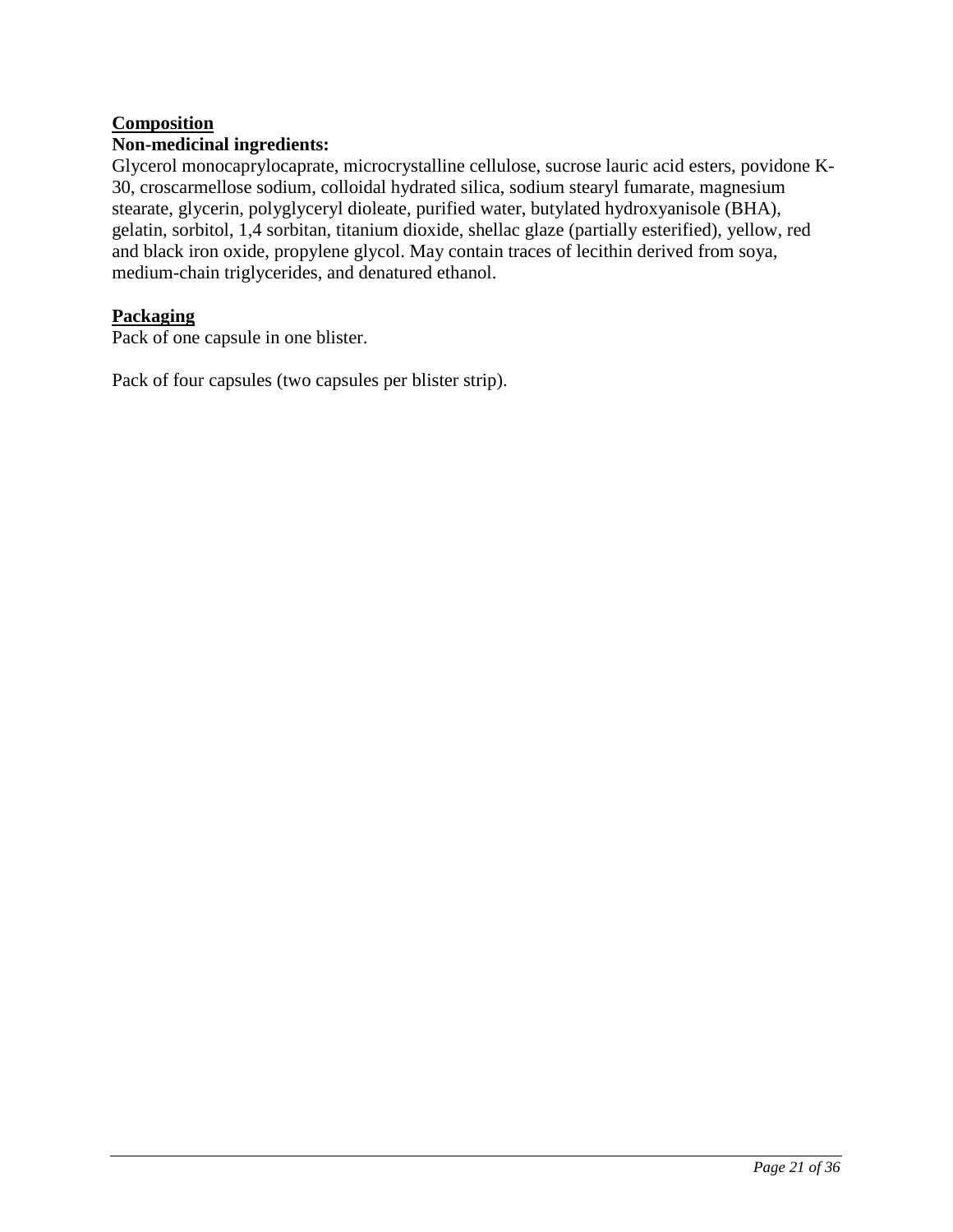**Composition**

**Non-medicinal ingredients:**

Glycerol monocaprylocaprate, microcrystalline cellulose, sucrose lauric acid esters, povidone K-30, croscarmellose sodium, colloidal hydrated silica, sodium stearyl fumarate, magnesium stearate, glycerin, polyglyceryl dioleate, purified water, butylated hydroxyanisole (BHA), gelatin, sorbitol, 1,4 sorbitan, titanium dioxide, shellac glaze (partially esterified), yellow, red and black iron oxide, propylene glycol. May contain traces of lecithin derived from soya, medium-chain triglycerides, and denatured ethanol.

**Packaging**

Pack of one capsule in one blister.

Pack of four capsules (two capsules per blister strip).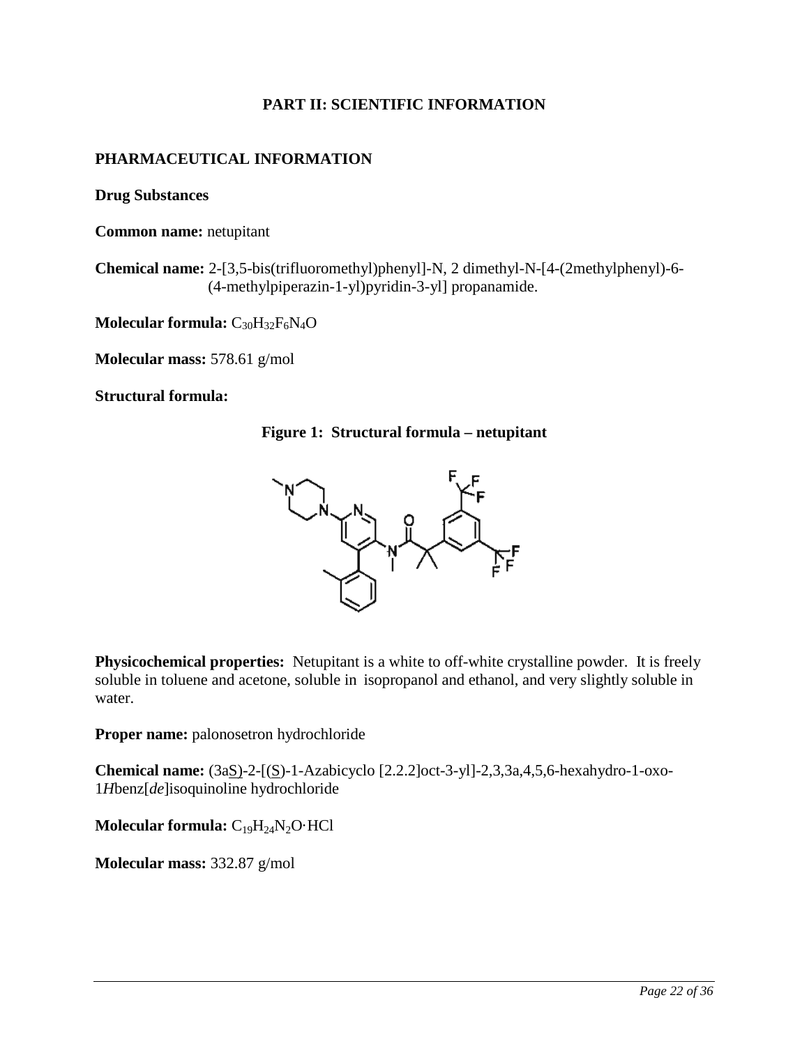# PART II: SCIENTIFIC INFORMATION

## PHARMACEUTICAL INFORMATION

**Drug Substances**

**Common name:** netupitant

**Chemical name:** 2-[3,5-bis(trifluoromethyl)phenyl]-N, 2 dimethyl-N-[4-(2methylphenyl)-6-(4-methylpiperazin-1-yl)pyridin-3-yl] propanamide.

**Molecular formula:** $C_{30}H_{32}F_6N_4O$

**Molecular mass:** 578.61 g/mol

**Structural formula:**

**Figure 1: Structural formula – netupitant**

**Physicochemical properties:** Netupitant is a white to off-white crystalline powder. It is freely soluble in toluene and acetone, soluble in isopropanol and ethanol, and very slightly soluble in water.

**Proper name:** palonosetron hydrochloride

**Chemical name:** (3aS)-2-[(S)-1-Azabicyclo [2.2.2]oct-3-yl]-2,3,3a,4,5,6-hexahydro-1-oxo-1*H*benz[*de*]isoquinoline hydrochloride

**Molecular formula:** $C_{19}H_{24}N_2O{\cdot}HCl$

**Molecular mass:** 332.87 g/mol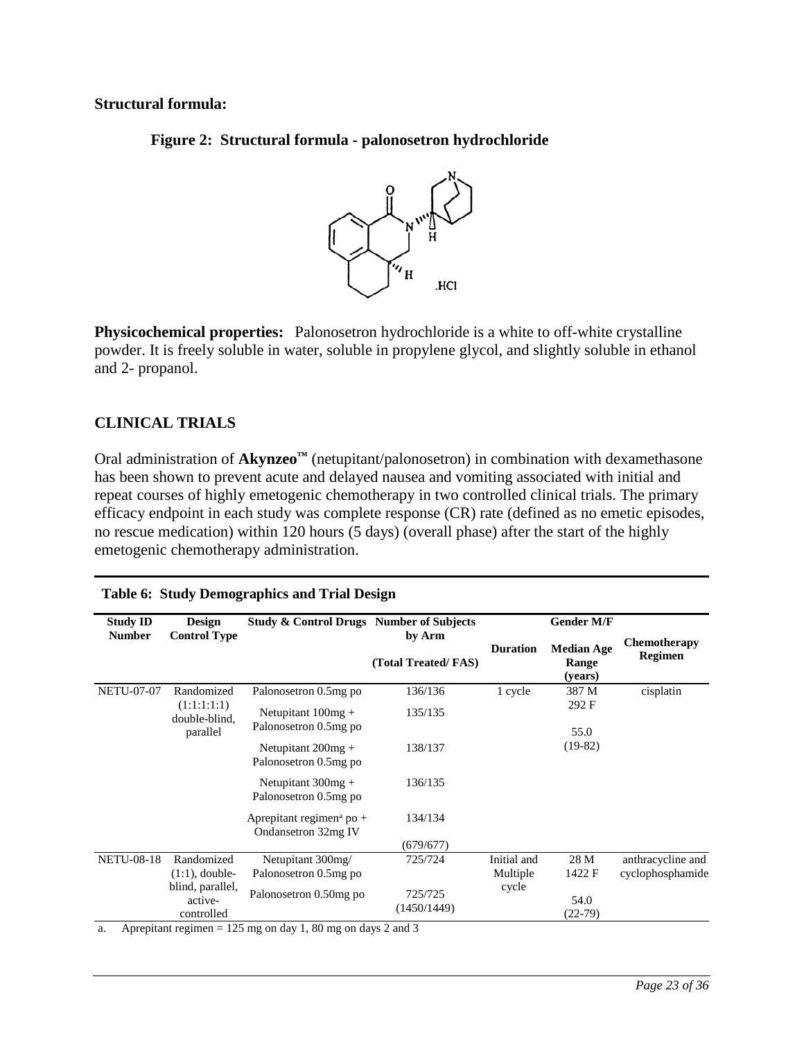**Structural formula:**

**Figure 2: Structural formula - palonosetron hydrochloride**

**Physicochemical properties:** Palonosetron hydrochloride is a white to off-white crystalline powder. It is freely soluble in water, soluble in propylene glycol, and slightly soluble in ethanol and 2- propanol.

## CLINICAL TRIALS

Oral administration of **Akynzeo™** (netupitant/palonosetron) in combination with dexamethasone has been shown to prevent acute and delayed nausea and vomiting associated with initial and repeat courses of highly emetogenic chemotherapy in two controlled clinical trials. The primary efficacy endpoint in each study was complete response (CR) rate (defined as no emetic episodes, no rescue medication) within 120 hours (5 days) (overall phase) after the start of the highly emetogenic chemotherapy administration.

**Table 6: Study Demographics and Trial Design**

| Study ID Number | Design Control Type | Study & Control Drugs | Number of Subjects by Arm (Total Treated/ FAS) | Duration | Gender M/F Median Age Range (years) | Chemotherapy Regimen |
|---|---|---|---|---|---|---|
| NETU-07-07 | Randomized (1:1:1:1:1) double-blind, parallel | Palonosetron 0.5mg po | 136/136 | 1 cycle | 387 M 292 F 55.0 (19-82) | cisplatin |
| | | Netupitant 100mg + Palonosetron 0.5mg po | 135/135 | | | |
| | | Netupitant 200mg + Palonosetron 0.5mg po | 138/137 | | | |
| | | Netupitant 300mg + Palonosetron 0.5mg po | 136/135 | | | |
| | | Aprepitant regimen[a] po + Ondansetron 32mg IV | 134/134 | | | |
| | | | (679/677) | | | |
| NETU-08-18 | Randomized (1:1), double-blind, parallel, active-controlled | Netupitant 300mg/ Palonosetron 0.5mg po | 725/724 | Initial and Multiple cycle | 28 M 1422 F 54.0 (22-79) | anthracycline and cyclophosphamide |
| | | Palonosetron 0.50mg po | 725/725 (1450/1449) | | | |

a. Aprepitant regimen = 125 mg on day 1, 80 mg on days 2 and 3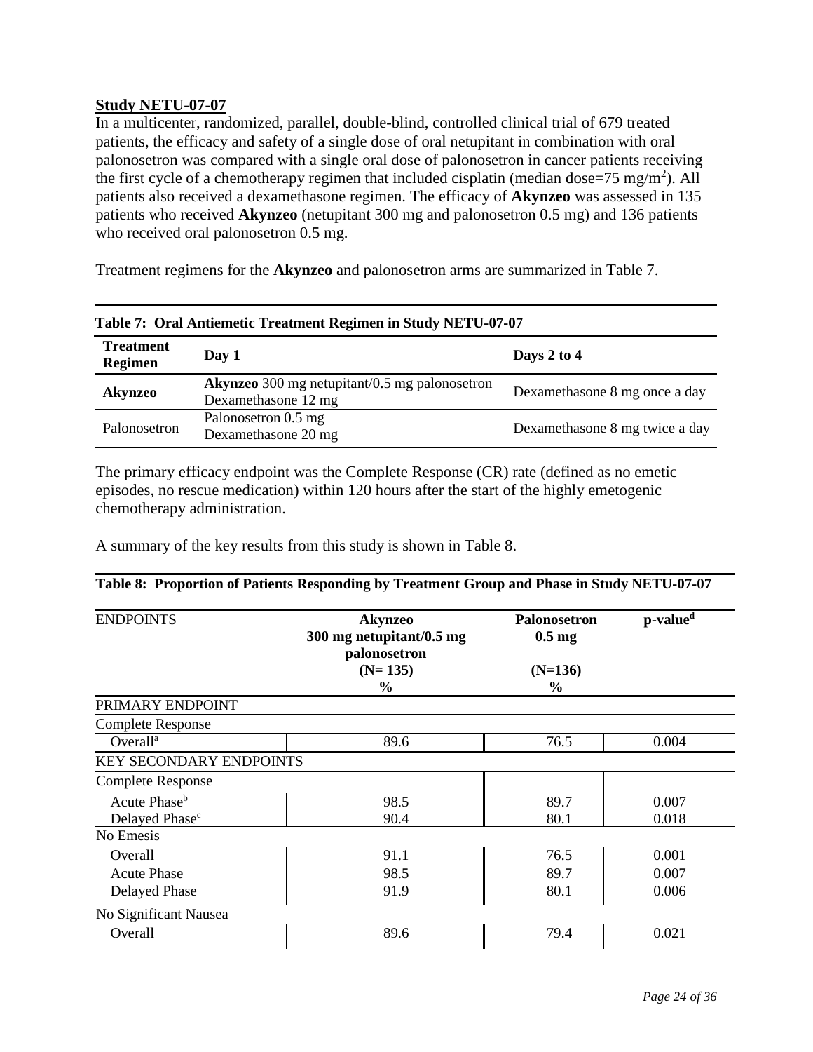**Study NETU-07-07**

In a multicenter, randomized, parallel, double-blind, controlled clinical trial of 679 treated patients, the efficacy and safety of a single dose of oral netupitant in combination with oral palonosetron was compared with a single oral dose of palonosetron in cancer patients receiving the first cycle of a chemotherapy regimen that included cisplatin (median dose=75 mg/m$^2$). All patients also received a dexamethasone regimen. The efficacy of **Akynzeo** was assessed in 135 patients who received **Akynzeo** (netupitant 300 mg and palonosetron 0.5 mg) and 136 patients who received oral palonosetron 0.5 mg.

Treatment regimens for the **Akynzeo** and palonosetron arms are summarized in Table 7.

**Table 7: Oral Antiemetic Treatment Regimen in Study NETU-07-07**

| Treatment Regimen | Day 1 | Days 2 to 4 |
|---|---|---|
| **Akynzeo** | **Akynzeo** 300 mg netupitant/0.5 mg palonosetron<br>Dexamethasone 12 mg | Dexamethasone 8 mg once a day |
| Palonosetron | Palonosetron 0.5 mg<br>Dexamethasone 20 mg | Dexamethasone 8 mg twice a day |

The primary efficacy endpoint was the Complete Response (CR) rate (defined as no emetic episodes, no rescue medication) within 120 hours after the start of the highly emetogenic chemotherapy administration.

A summary of the key results from this study is shown in Table 8.

**Table 8: Proportion of Patients Responding by Treatment Group and Phase in Study NETU-07-07**

| ENDPOINTS | Akynzeo 300 mg netupitant/0.5 mg palonosetron (N= 135) % | Palonosetron 0.5 mg (N=136) % | p-value[d] |
|---|---|---|---|
| PRIMARY ENDPOINT | | | |
| Complete Response | | | |
| Overall[a] | 89.6 | 76.5 | 0.004 |
| KEY SECONDARY ENDPOINTS | | | |
| Complete Response | | | |
| Acute Phase[b] | 98.5 | 89.7 | 0.007 |
| Delayed Phase[c] | 90.4 | 80.1 | 0.018 |
| No Emesis | | | |
| Overall | 91.1 | 76.5 | 0.001 |
| Acute Phase | 98.5 | 89.7 | 0.007 |
| Delayed Phase | 91.9 | 80.1 | 0.006 |
| No Significant Nausea | | | |
| Overall | 89.6 | 79.4 | 0.021 |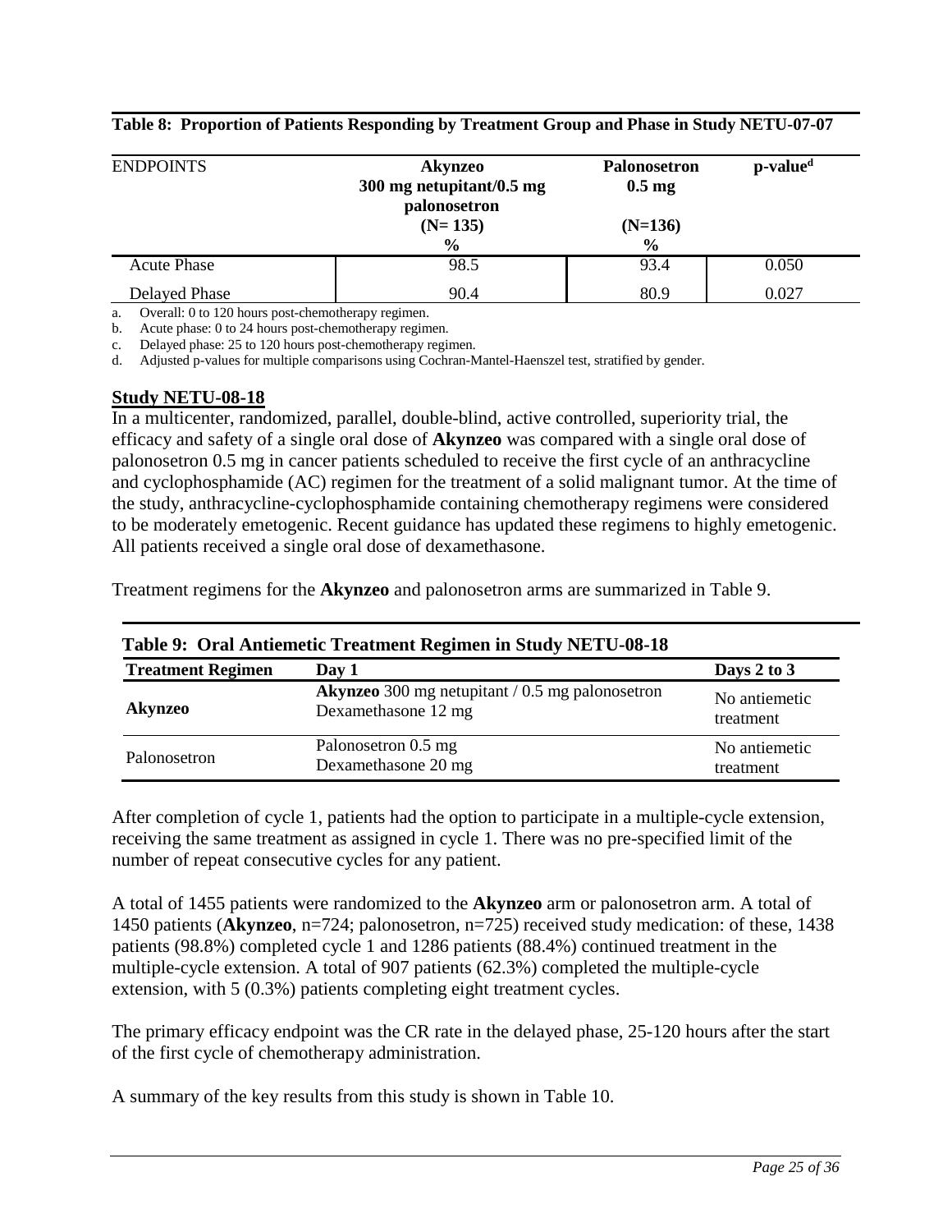**Table 8: Proportion of Patients Responding by Treatment Group and Phase in Study NETU-07-07**

| ENDPOINTS | **Akynzeo 300 mg netupitant/0.5 mg palonosetron (N= 135) %** | **Palonosetron 0.5 mg (N=136) %** | **p-value[d]** |
|---|---|---|---|
| Acute Phase | 98.5 | 93.4 | 0.050 |
| Delayed Phase | 90.4 | 80.9 | 0.027 |

a. Overall: 0 to 120 hours post-chemotherapy regimen.
b. Acute phase: 0 to 24 hours post-chemotherapy regimen.
c. Delayed phase: 25 to 120 hours post-chemotherapy regimen.
d. Adjusted p-values for multiple comparisons using Cochran-Mantel-Haenszel test, stratified by gender.

## Study NETU-08-18

In a multicenter, randomized, parallel, double-blind, active controlled, superiority trial, the efficacy and safety of a single oral dose of **Akynzeo** was compared with a single oral dose of palonosetron 0.5 mg in cancer patients scheduled to receive the first cycle of an anthracycline and cyclophosphamide (AC) regimen for the treatment of a solid malignant tumor. At the time of the study, anthracycline-cyclophosphamide containing chemotherapy regimens were considered to be moderately emetogenic. Recent guidance has updated these regimens to highly emetogenic. All patients received a single oral dose of dexamethasone.

Treatment regimens for the **Akynzeo** and palonosetron arms are summarized in Table 9.

**Table 9: Oral Antiemetic Treatment Regimen in Study NETU-08-18**

| **Treatment Regimen** | **Day 1** | **Days 2 to 3** |
|---|---|---|
| **Akynzeo** | **Akynzeo** 300 mg netupitant / 0.5 mg palonosetron<br>Dexamethasone 12 mg | No antiemetic treatment |
| Palonosetron | Palonosetron 0.5 mg<br>Dexamethasone 20 mg | No antiemetic treatment |

After completion of cycle 1, patients had the option to participate in a multiple-cycle extension, receiving the same treatment as assigned in cycle 1. There was no pre-specified limit of the number of repeat consecutive cycles for any patient.

A total of 1455 patients were randomized to the **Akynzeo** arm or palonosetron arm. A total of 1450 patients (**Akynzeo**, n=724; palonosetron, n=725) received study medication: of these, 1438 patients (98.8%) completed cycle 1 and 1286 patients (88.4%) continued treatment in the multiple-cycle extension. A total of 907 patients (62.3%) completed the multiple-cycle extension, with 5 (0.3%) patients completing eight treatment cycles.

The primary efficacy endpoint was the CR rate in the delayed phase, 25-120 hours after the start of the first cycle of chemotherapy administration.

A summary of the key results from this study is shown in Table 10.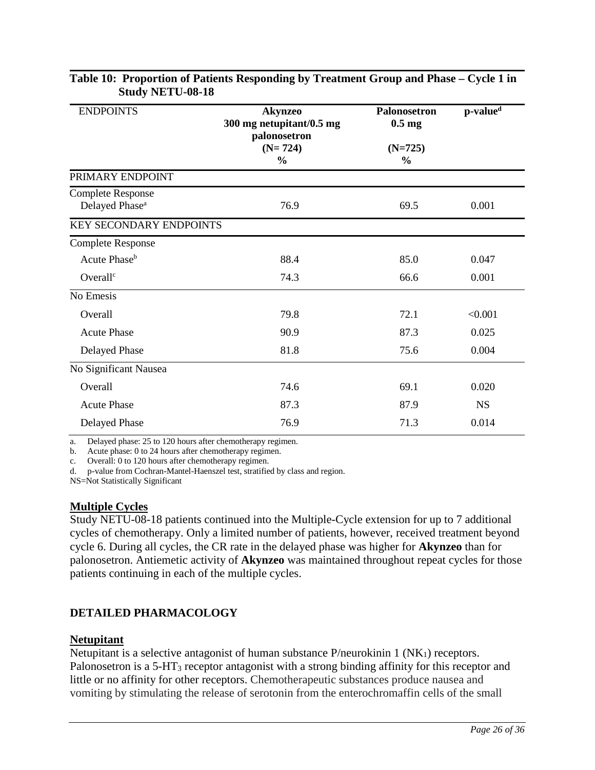**Table 10: Proportion of Patients Responding by Treatment Group and Phase – Cycle 1 in Study NETU-08-18**

| ENDPOINTS | **Akynzeo** 300 mg netupitant/0.5 mg palonosetron (N= 724) % | **Palonosetron** 0.5 mg (N=725) % | p-value[d] |
|---|---|---|---|
| PRIMARY ENDPOINT | | | |
| Complete Response | | | |
| Delayed Phase[a] | 76.9 | 69.5 | 0.001 |
| KEY SECONDARY ENDPOINTS | | | |
| Complete Response | | | |
| Acute Phase[b] | 88.4 | 85.0 | 0.047 |
| Overall[c] | 74.3 | 66.6 | 0.001 |
| No Emesis | | | |
| Overall | 79.8 | 72.1 | <0.001 |
| Acute Phase | 90.9 | 87.3 | 0.025 |
| Delayed Phase | 81.8 | 75.6 | 0.004 |
| No Significant Nausea | | | |
| Overall | 74.6 | 69.1 | 0.020 |
| Acute Phase | 87.3 | 87.9 | NS |
| Delayed Phase | 76.9 | 71.3 | 0.014 |

a. Delayed phase: 25 to 120 hours after chemotherapy regimen.
b. Acute phase: 0 to 24 hours after chemotherapy regimen.
c. Overall: 0 to 120 hours after chemotherapy regimen.
d. p-value from Cochran-Mantel-Haenszel test, stratified by class and region.
NS=Not Statistically Significant

**Multiple Cycles**

Study NETU-08-18 patients continued into the Multiple-Cycle extension for up to 7 additional cycles of chemotherapy. Only a limited number of patients, however, received treatment beyond cycle 6. During all cycles, the CR rate in the delayed phase was higher for **Akynzeo** than for palonosetron. Antiemetic activity of **Akynzeo** was maintained throughout repeat cycles for those patients continuing in each of the multiple cycles.

## DETAILED PHARMACOLOGY

**Netupitant**

Netupitant is a selective antagonist of human substance P/neurokinin 1 ($NK_1$) receptors. Palonosetron is a 5-$HT_3$ receptor antagonist with a strong binding affinity for this receptor and little or no affinity for other receptors. Chemotherapeutic substances produce nausea and vomiting by stimulating the release of serotonin from the enterochromaffin cells of the small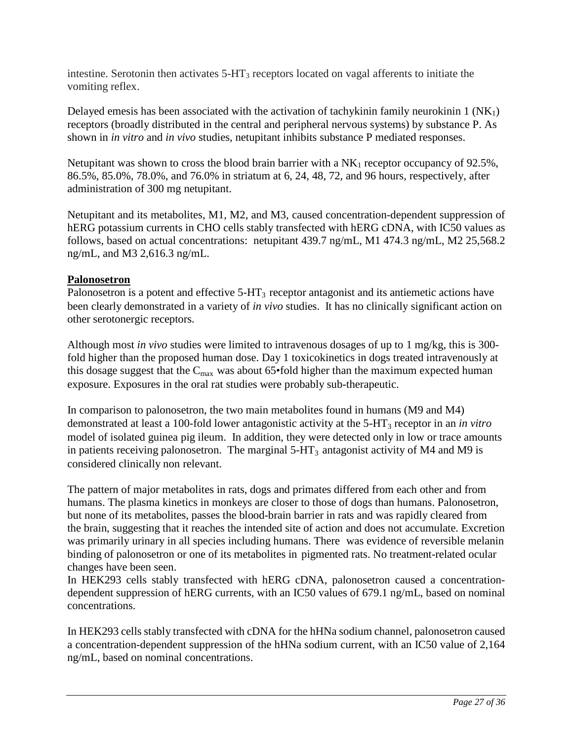intestine. Serotonin then activates 5-$HT_3$ receptors located on vagal afferents to initiate the vomiting reflex.

Delayed emesis has been associated with the activation of tachykinin family neurokinin 1 ($NK_1$) receptors (broadly distributed in the central and peripheral nervous systems) by substance P. As shown in *in vitro* and *in vivo* studies, netupitant inhibits substance P mediated responses.

Netupitant was shown to cross the blood brain barrier with a $NK_1$ receptor occupancy of 92.5%, 86.5%, 85.0%, 78.0%, and 76.0% in striatum at 6, 24, 48, 72, and 96 hours, respectively, after administration of 300 mg netupitant.

Netupitant and its metabolites, M1, M2, and M3, caused concentration-dependent suppression of hERG potassium currents in CHO cells stably transfected with hERG cDNA, with IC50 values as follows, based on actual concentrations: netupitant 439.7 ng/mL, M1 474.3 ng/mL, M2 25,568.2 ng/mL, and M3 2,616.3 ng/mL.

**Palonosetron**

Palonosetron is a potent and effective 5-$HT_3$ receptor antagonist and its antiemetic actions have been clearly demonstrated in a variety of *in vivo* studies. It has no clinically significant action on other serotonergic receptors.

Although most *in vivo* studies were limited to intravenous dosages of up to 1 mg/kg, this is 300-fold higher than the proposed human dose. Day 1 toxicokinetics in dogs treated intravenously at this dosage suggest that the $C_{max}$ was about 65•fold higher than the maximum expected human exposure. Exposures in the oral rat studies were probably sub-therapeutic.

In comparison to palonosetron, the two main metabolites found in humans (M9 and M4) demonstrated at least a 100-fold lower antagonistic activity at the 5-$HT_3$ receptor in an *in vitro* model of isolated guinea pig ileum. In addition, they were detected only in low or trace amounts in patients receiving palonosetron. The marginal 5-$HT_3$ antagonist activity of M4 and M9 is considered clinically non relevant.

The pattern of major metabolites in rats, dogs and primates differed from each other and from humans. The plasma kinetics in monkeys are closer to those of dogs than humans. Palonosetron, but none of its metabolites, passes the blood-brain barrier in rats and was rapidly cleared from the brain, suggesting that it reaches the intended site of action and does not accumulate. Excretion was primarily urinary in all species including humans. There was evidence of reversible melanin binding of palonosetron or one of its metabolites in pigmented rats. No treatment-related ocular changes have been seen.

In HEK293 cells stably transfected with hERG cDNA, palonosetron caused a concentration-dependent suppression of hERG currents, with an IC50 values of 679.1 ng/mL, based on nominal concentrations.

In HEK293 cells stably transfected with cDNA for the hHNa sodium channel, palonosetron caused a concentration-dependent suppression of the hHNa sodium current, with an IC50 value of 2,164 ng/mL, based on nominal concentrations.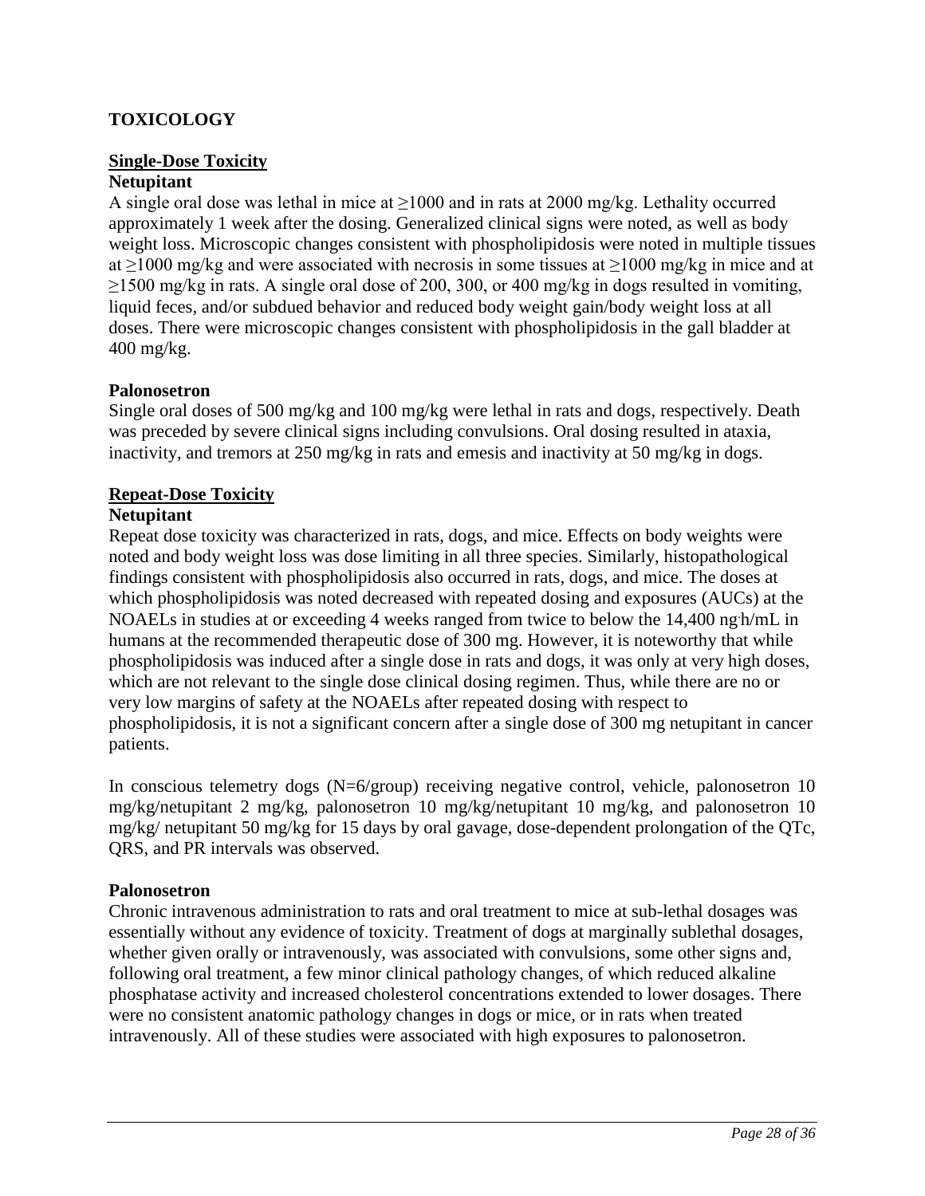# TOXICOLOGY

## Single-Dose Toxicity

### Netupitant

A single oral dose was lethal in mice at ≥1000 and in rats at 2000 mg/kg. Lethality occurred approximately 1 week after the dosing. Generalized clinical signs were noted, as well as body weight loss. Microscopic changes consistent with phospholipidosis were noted in multiple tissues at ≥1000 mg/kg and were associated with necrosis in some tissues at ≥1000 mg/kg in mice and at ≥1500 mg/kg in rats. A single oral dose of 200, 300, or 400 mg/kg in dogs resulted in vomiting, liquid feces, and/or subdued behavior and reduced body weight gain/body weight loss at all doses. There were microscopic changes consistent with phospholipidosis in the gall bladder at 400 mg/kg.

### Palonosetron

Single oral doses of 500 mg/kg and 100 mg/kg were lethal in rats and dogs, respectively. Death was preceded by severe clinical signs including convulsions. Oral dosing resulted in ataxia, inactivity, and tremors at 250 mg/kg in rats and emesis and inactivity at 50 mg/kg in dogs.

## Repeat-Dose Toxicity

### Netupitant

Repeat dose toxicity was characterized in rats, dogs, and mice. Effects on body weights were noted and body weight loss was dose limiting in all three species. Similarly, histopathological findings consistent with phospholipidosis also occurred in rats, dogs, and mice. The doses at which phospholipidosis was noted decreased with repeated dosing and exposures (AUCs) at the NOAELs in studies at or exceeding 4 weeks ranged from twice to below the 14,400 ng·h/mL in humans at the recommended therapeutic dose of 300 mg. However, it is noteworthy that while phospholipidosis was induced after a single dose in rats and dogs, it was only at very high doses, which are not relevant to the single dose clinical dosing regimen. Thus, while there are no or very low margins of safety at the NOAELs after repeated dosing with respect to phospholipidosis, it is not a significant concern after a single dose of 300 mg netupitant in cancer patients.

In conscious telemetry dogs (N=6/group) receiving negative control, vehicle, palonosetron 10 mg/kg/netupitant 2 mg/kg, palonosetron 10 mg/kg/netupitant 10 mg/kg, and palonosetron 10 mg/kg/ netupitant 50 mg/kg for 15 days by oral gavage, dose-dependent prolongation of the QTc, QRS, and PR intervals was observed.

### Palonosetron

Chronic intravenous administration to rats and oral treatment to mice at sub-lethal dosages was essentially without any evidence of toxicity. Treatment of dogs at marginally sublethal dosages, whether given orally or intravenously, was associated with convulsions, some other signs and, following oral treatment, a few minor clinical pathology changes, of which reduced alkaline phosphatase activity and increased cholesterol concentrations extended to lower dosages. There were no consistent anatomic pathology changes in dogs or mice, or in rats when treated intravenously. All of these studies were associated with high exposures to palonosetron.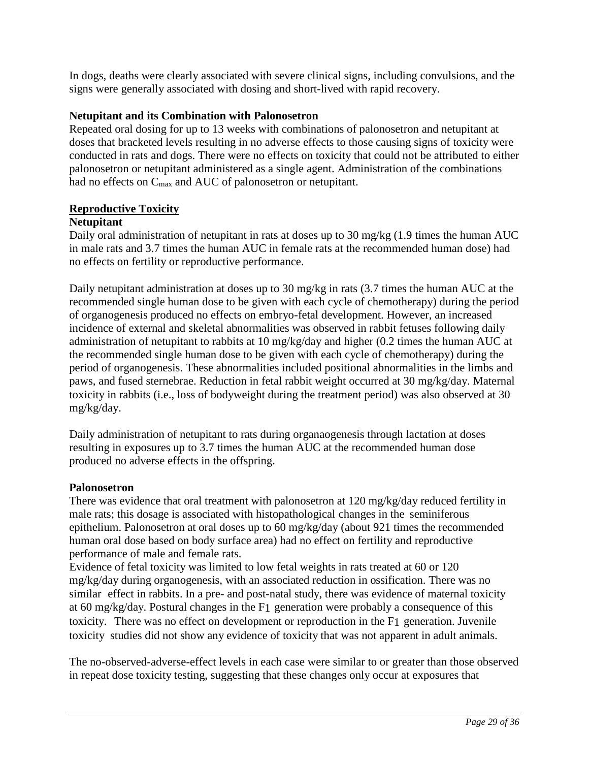In dogs, deaths were clearly associated with severe clinical signs, including convulsions, and the signs were generally associated with dosing and short-lived with rapid recovery.

**Netupitant and its Combination with Palonosetron**

Repeated oral dosing for up to 13 weeks with combinations of palonosetron and netupitant at doses that bracketed levels resulting in no adverse effects to those causing signs of toxicity were conducted in rats and dogs. There were no effects on toxicity that could not be attributed to either palonosetron or netupitant administered as a single agent. Administration of the combinations had no effects on $C_{max}$ and AUC of palonosetron or netupitant.

## Reproductive Toxicity

**Netupitant**

Daily oral administration of netupitant in rats at doses up to 30 mg/kg (1.9 times the human AUC in male rats and 3.7 times the human AUC in female rats at the recommended human dose) had no effects on fertility or reproductive performance.

Daily netupitant administration at doses up to 30 mg/kg in rats (3.7 times the human AUC at the recommended single human dose to be given with each cycle of chemotherapy) during the period of organogenesis produced no effects on embryo-fetal development. However, an increased incidence of external and skeletal abnormalities was observed in rabbit fetuses following daily administration of netupitant to rabbits at 10 mg/kg/day and higher (0.2 times the human AUC at the recommended single human dose to be given with each cycle of chemotherapy) during the period of organogenesis. These abnormalities included positional abnormalities in the limbs and paws, and fused sternebrae. Reduction in fetal rabbit weight occurred at 30 mg/kg/day. Maternal toxicity in rabbits (i.e., loss of bodyweight during the treatment period) was also observed at 30 mg/kg/day.

Daily administration of netupitant to rats during organaogenesis through lactation at doses resulting in exposures up to 3.7 times the human AUC at the recommended human dose produced no adverse effects in the offspring.

**Palonosetron**

There was evidence that oral treatment with palonosetron at 120 mg/kg/day reduced fertility in male rats; this dosage is associated with histopathological changes in the seminiferous epithelium. Palonosetron at oral doses up to 60 mg/kg/day (about 921 times the recommended human oral dose based on body surface area) had no effect on fertility and reproductive performance of male and female rats.

Evidence of fetal toxicity was limited to low fetal weights in rats treated at 60 or 120 mg/kg/day during organogenesis, with an associated reduction in ossification. There was no similar effect in rabbits. In a pre- and post-natal study, there was evidence of maternal toxicity at 60 mg/kg/day. Postural changes in the $F_1$ generation were probably a consequence of this toxicity. There was no effect on development or reproduction in the $F_1$ generation. Juvenile toxicity studies did not show any evidence of toxicity that was not apparent in adult animals.

The no-observed-adverse-effect levels in each case were similar to or greater than those observed in repeat dose toxicity testing, suggesting that these changes only occur at exposures that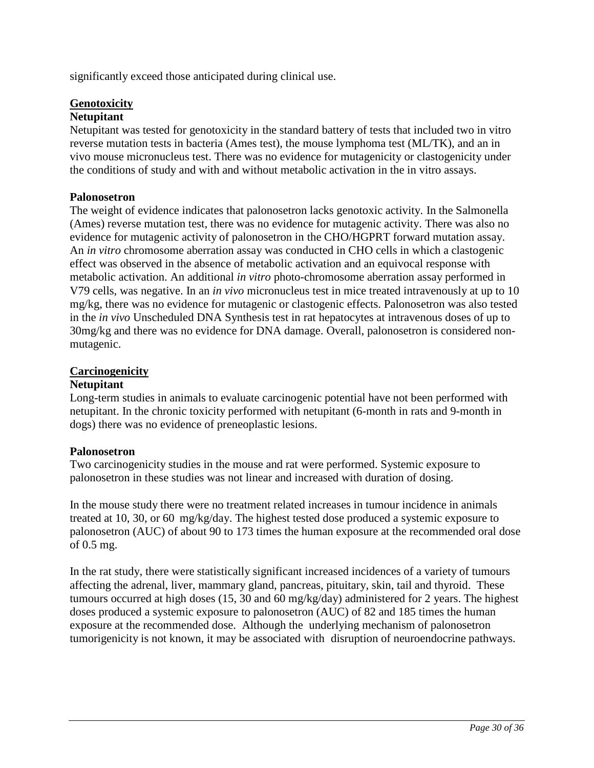significantly exceed those anticipated during clinical use.

## Genotoxicity

### Netupitant

Netupitant was tested for genotoxicity in the standard battery of tests that included two in vitro reverse mutation tests in bacteria (Ames test), the mouse lymphoma test (ML/TK), and an in vivo mouse micronucleus test. There was no evidence for mutagenicity or clastogenicity under the conditions of study and with and without metabolic activation in the in vitro assays.

### Palonosetron

The weight of evidence indicates that palonosetron lacks genotoxic activity. In the Salmonella (Ames) reverse mutation test, there was no evidence for mutagenic activity. There was also no evidence for mutagenic activity of palonosetron in the CHO/HGPRT forward mutation assay. An *in vitro* chromosome aberration assay was conducted in CHO cells in which a clastogenic effect was observed in the absence of metabolic activation and an equivocal response with metabolic activation. An additional *in vitro* photo-chromosome aberration assay performed in V79 cells, was negative. In an *in vivo* micronucleus test in mice treated intravenously at up to 10 mg/kg, there was no evidence for mutagenic or clastogenic effects. Palonosetron was also tested in the *in vivo* Unscheduled DNA Synthesis test in rat hepatocytes at intravenous doses of up to 30mg/kg and there was no evidence for DNA damage. Overall, palonosetron is considered non-mutagenic.

## Carcinogenicity

### Netupitant

Long-term studies in animals to evaluate carcinogenic potential have not been performed with netupitant. In the chronic toxicity performed with netupitant (6-month in rats and 9-month in dogs) there was no evidence of preneoplastic lesions.

### Palonosetron

Two carcinogenicity studies in the mouse and rat were performed. Systemic exposure to palonosetron in these studies was not linear and increased with duration of dosing.

In the mouse study there were no treatment related increases in tumour incidence in animals treated at 10, 30, or 60 mg/kg/day. The highest tested dose produced a systemic exposure to palonosetron (AUC) of about 90 to 173 times the human exposure at the recommended oral dose of 0.5 mg.

In the rat study, there were statistically significant increased incidences of a variety of tumours affecting the adrenal, liver, mammary gland, pancreas, pituitary, skin, tail and thyroid. These tumours occurred at high doses (15, 30 and 60 mg/kg/day) administered for 2 years. The highest doses produced a systemic exposure to palonosetron (AUC) of 82 and 185 times the human exposure at the recommended dose. Although the underlying mechanism of palonosetron tumorigenicity is not known, it may be associated with disruption of neuroendocrine pathways.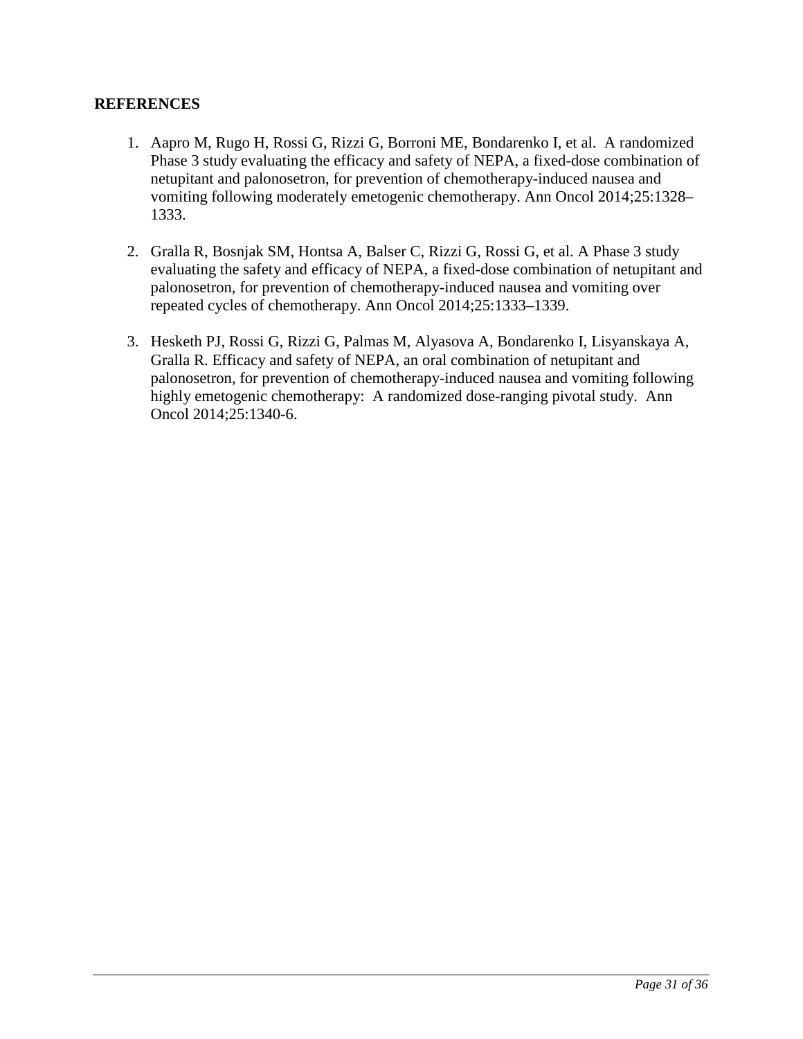# REFERENCES

1. Aapro M, Rugo H, Rossi G, Rizzi G, Borroni ME, Bondarenko I, et al. A randomized Phase 3 study evaluating the efficacy and safety of NEPA, a fixed-dose combination of netupitant and palonosetron, for prevention of chemotherapy-induced nausea and vomiting following moderately emetogenic chemotherapy. Ann Oncol 2014;25:1328–1333.

2. Gralla R, Bosnjak SM, Hontsa A, Balser C, Rizzi G, Rossi G, et al. A Phase 3 study evaluating the safety and efficacy of NEPA, a fixed-dose combination of netupitant and palonosetron, for prevention of chemotherapy-induced nausea and vomiting over repeated cycles of chemotherapy. Ann Oncol 2014;25:1333–1339.

3. Hesketh PJ, Rossi G, Rizzi G, Palmas M, Alyasova A, Bondarenko I, Lisyanskaya A, Gralla R. Efficacy and safety of NEPA, an oral combination of netupitant and palonosetron, for prevention of chemotherapy-induced nausea and vomiting following highly emetogenic chemotherapy: A randomized dose-ranging pivotal study. Ann Oncol 2014;25:1340-6.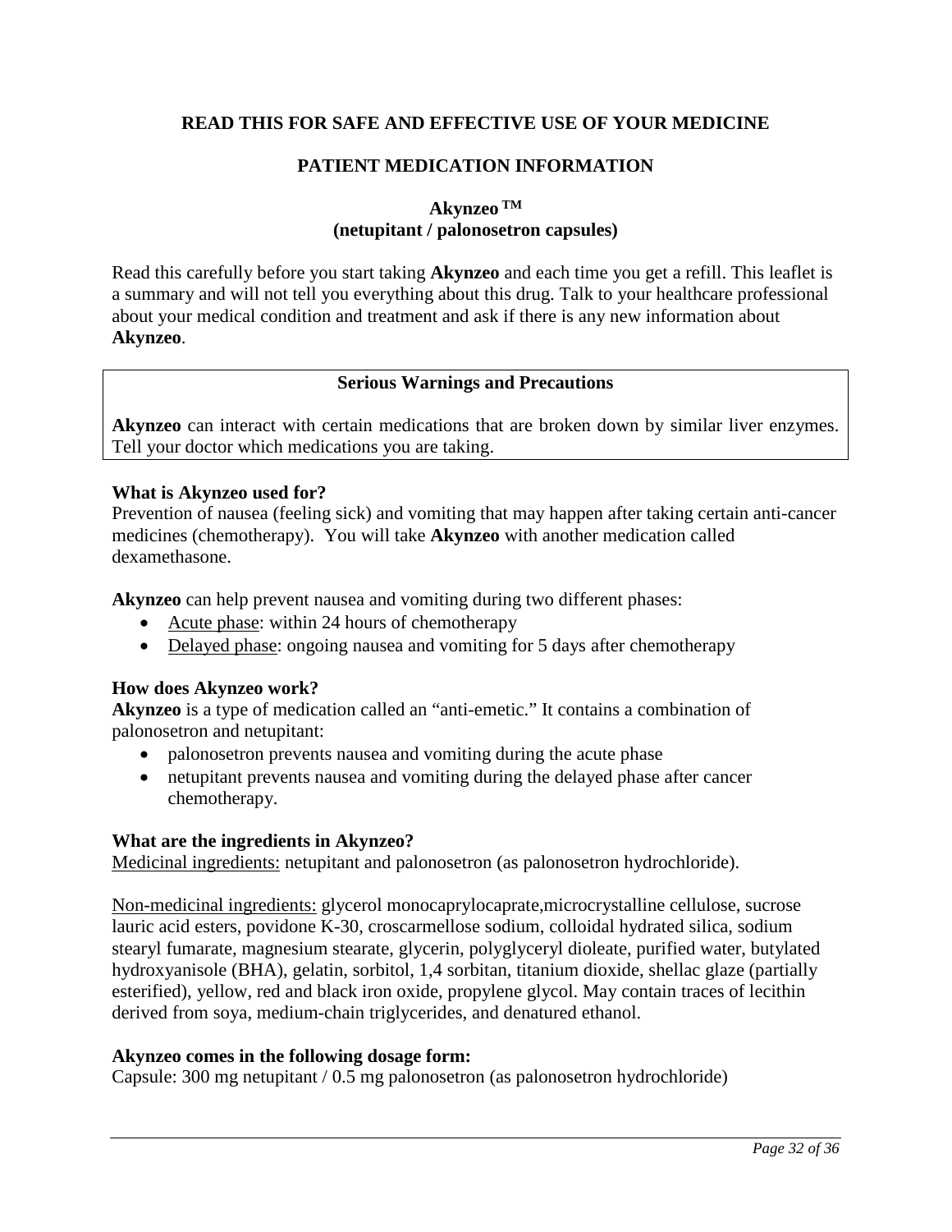**READ THIS FOR SAFE AND EFFECTIVE USE OF YOUR MEDICINE**

**PATIENT MEDICATION INFORMATION**

**Akynzeo ™**
**(netupitant / palonosetron capsules)**

Read this carefully before you start taking **Akynzeo** and each time you get a refill. This leaflet is a summary and will not tell you everything about this drug. Talk to your healthcare professional about your medical condition and treatment and ask if there is any new information about **Akynzeo**.

| **Serious Warnings and Precautions** |
| --- |
| **Akynzeo** can interact with certain medications that are broken down by similar liver enzymes. Tell your doctor which medications you are taking. |

**What is Akynzeo used for?**
Prevention of nausea (feeling sick) and vomiting that may happen after taking certain anti-cancer medicines (chemotherapy). You will take **Akynzeo** with another medication called dexamethasone.

**Akynzeo** can help prevent nausea and vomiting during two different phases:

- Acute phase: within 24 hours of chemotherapy
- Delayed phase: ongoing nausea and vomiting for 5 days after chemotherapy

**How does Akynzeo work?**
**Akynzeo** is a type of medication called an "anti-emetic." It contains a combination of palonosetron and netupitant:

- palonosetron prevents nausea and vomiting during the acute phase
- netupitant prevents nausea and vomiting during the delayed phase after cancer chemotherapy.

**What are the ingredients in Akynzeo?**
Medicinal ingredients: netupitant and palonosetron (as palonosetron hydrochloride).

Non-medicinal ingredients: glycerol monocaprylocaprate,microcrystalline cellulose, sucrose lauric acid esters, povidone K-30, croscarmellose sodium, colloidal hydrated silica, sodium stearyl fumarate, magnesium stearate, glycerin, polyglyceryl dioleate, purified water, butylated hydroxyanisole (BHA), gelatin, sorbitol, 1,4 sorbitan, titanium dioxide, shellac glaze (partially esterified), yellow, red and black iron oxide, propylene glycol. May contain traces of lecithin derived from soya, medium-chain triglycerides, and denatured ethanol.

**Akynzeo comes in the following dosage form:**
Capsule: 300 mg netupitant / 0.5 mg palonosetron (as palonosetron hydrochloride)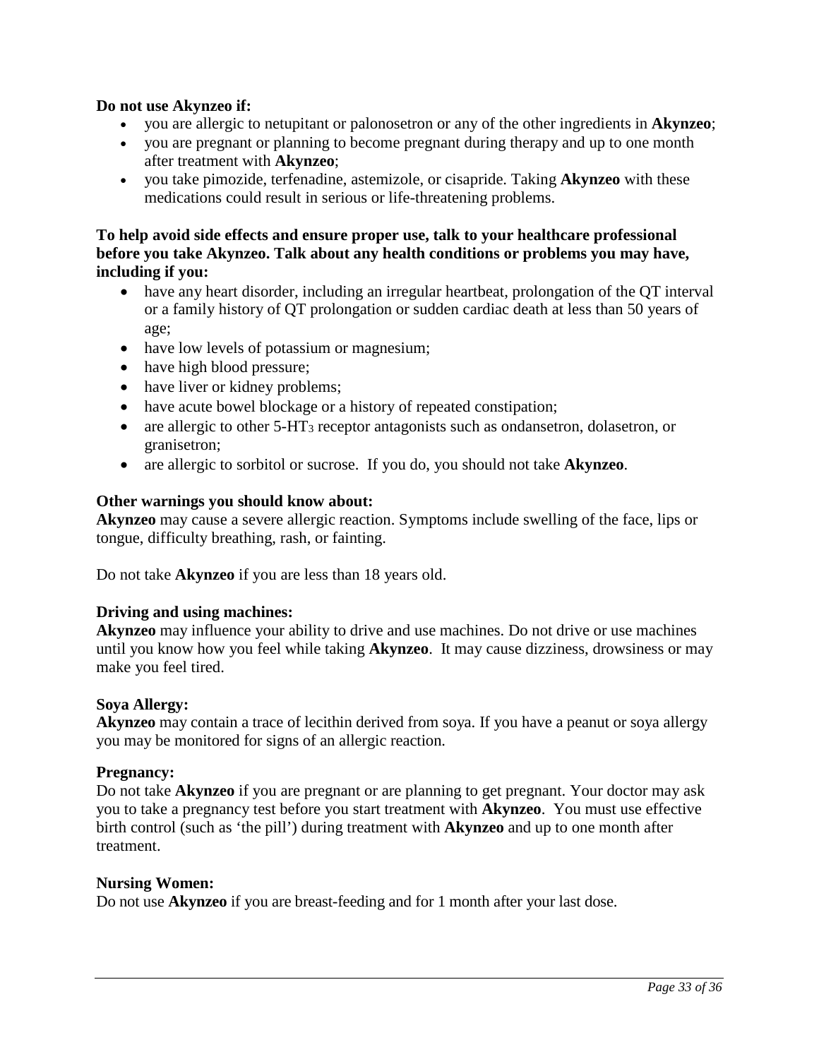**Do not use Akynzeo if:**

- you are allergic to netupitant or palonosetron or any of the other ingredients in **Akynzeo**;
- you are pregnant or planning to become pregnant during therapy and up to one month after treatment with **Akynzeo**;
- you take pimozide, terfenadine, astemizole, or cisapride. Taking **Akynzeo** with these medications could result in serious or life-threatening problems.

**To help avoid side effects and ensure proper use, talk to your healthcare professional before you take Akynzeo. Talk about any health conditions or problems you may have, including if you:**

- have any heart disorder, including an irregular heartbeat, prolongation of the QT interval or a family history of QT prolongation or sudden cardiac death at less than 50 years of age;
- have low levels of potassium or magnesium;
- have high blood pressure;
- have liver or kidney problems;
- have acute bowel blockage or a history of repeated constipation;
- are allergic to other 5-$HT_3$ receptor antagonists such as ondansetron, dolasetron, or granisetron;
- are allergic to sorbitol or sucrose. If you do, you should not take **Akynzeo**.

**Other warnings you should know about:**

**Akynzeo** may cause a severe allergic reaction. Symptoms include swelling of the face, lips or tongue, difficulty breathing, rash, or fainting.

Do not take **Akynzeo** if you are less than 18 years old.

**Driving and using machines:**

**Akynzeo** may influence your ability to drive and use machines. Do not drive or use machines until you know how you feel while taking **Akynzeo**. It may cause dizziness, drowsiness or may make you feel tired.

**Soya Allergy:**

**Akynzeo** may contain a trace of lecithin derived from soya. If you have a peanut or soya allergy you may be monitored for signs of an allergic reaction.

**Pregnancy:**

Do not take **Akynzeo** if you are pregnant or are planning to get pregnant. Your doctor may ask you to take a pregnancy test before you start treatment with **Akynzeo**. You must use effective birth control (such as 'the pill') during treatment with **Akynzeo** and up to one month after treatment.

**Nursing Women:**

Do not use **Akynzeo** if you are breast-feeding and for 1 month after your last dose.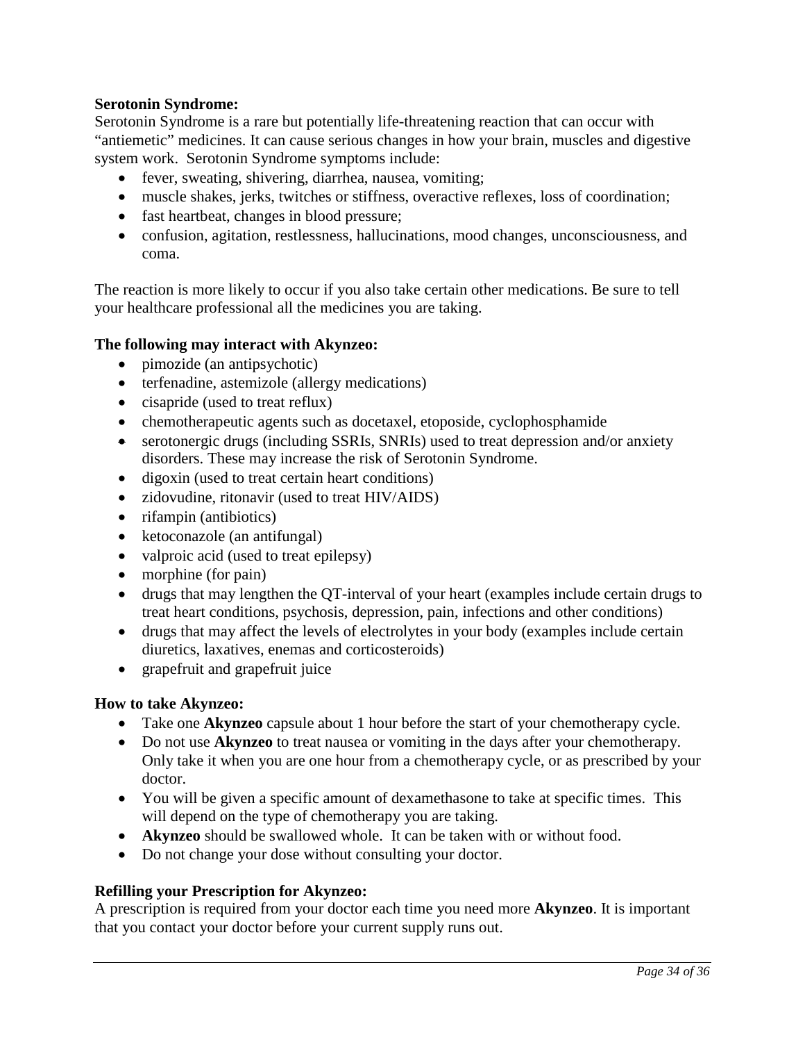**Serotonin Syndrome:**

Serotonin Syndrome is a rare but potentially life-threatening reaction that can occur with "antiemetic" medicines. It can cause serious changes in how your brain, muscles and digestive system work. Serotonin Syndrome symptoms include:

- fever, sweating, shivering, diarrhea, nausea, vomiting;
- muscle shakes, jerks, twitches or stiffness, overactive reflexes, loss of coordination;
- fast heartbeat, changes in blood pressure;
- confusion, agitation, restlessness, hallucinations, mood changes, unconsciousness, and coma.

The reaction is more likely to occur if you also take certain other medications. Be sure to tell your healthcare professional all the medicines you are taking.

**The following may interact with Akynzeo:**

- pimozide (an antipsychotic)
- terfenadine, astemizole (allergy medications)
- cisapride (used to treat reflux)
- chemotherapeutic agents such as docetaxel, etoposide, cyclophosphamide
- serotonergic drugs (including SSRIs, SNRIs) used to treat depression and/or anxiety disorders. These may increase the risk of Serotonin Syndrome.
- digoxin (used to treat certain heart conditions)
- zidovudine, ritonavir (used to treat HIV/AIDS)
- rifampin (antibiotics)
- ketoconazole (an antifungal)
- valproic acid (used to treat epilepsy)
- morphine (for pain)
- drugs that may lengthen the QT-interval of your heart (examples include certain drugs to treat heart conditions, psychosis, depression, pain, infections and other conditions)
- drugs that may affect the levels of electrolytes in your body (examples include certain diuretics, laxatives, enemas and corticosteroids)
- grapefruit and grapefruit juice

**How to take Akynzeo:**

- Take one **Akynzeo** capsule about 1 hour before the start of your chemotherapy cycle.
- Do not use **Akynzeo** to treat nausea or vomiting in the days after your chemotherapy. Only take it when you are one hour from a chemotherapy cycle, or as prescribed by your doctor.
- You will be given a specific amount of dexamethasone to take at specific times. This will depend on the type of chemotherapy you are taking.
- **Akynzeo** should be swallowed whole. It can be taken with or without food.
- Do not change your dose without consulting your doctor.

**Refilling your Prescription for Akynzeo:**

A prescription is required from your doctor each time you need more **Akynzeo**. It is important that you contact your doctor before your current supply runs out.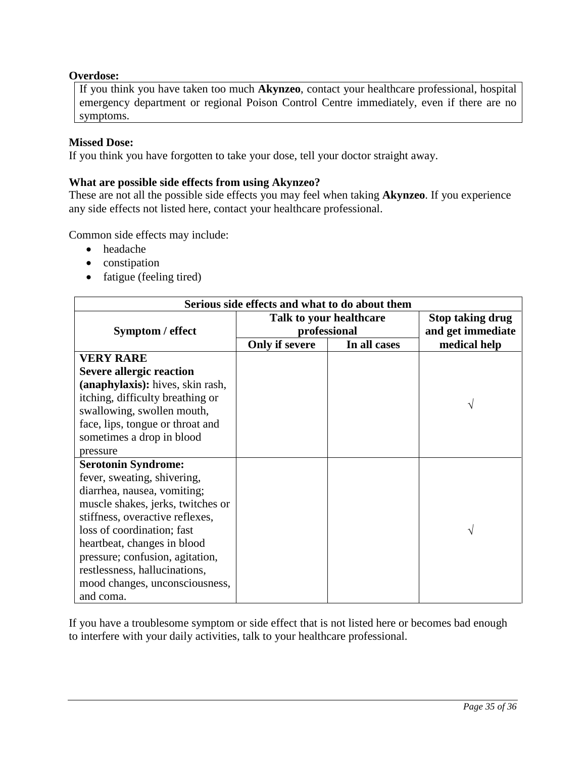**Overdose:**

If you think you have taken too much **Akynzeo**, contact your healthcare professional, hospital emergency department or regional Poison Control Centre immediately, even if there are no symptoms.

**Missed Dose:**

If you think you have forgotten to take your dose, tell your doctor straight away.

**What are possible side effects from using Akynzeo?**

These are not all the possible side effects you may feel when taking **Akynzeo**. If you experience any side effects not listed here, contact your healthcare professional.

Common side effects may include:

- headache
- constipation
- fatigue (feeling tired)

| Serious side effects and what to do about them | | | |
|---|---|---|---|
| **Symptom / effect** | **Talk to your healthcare professional** | | **Stop taking drug and get immediate medical help** |
| | **Only if severe** | **In all cases** | |
| **VERY RARE** **Severe allergic reaction (anaphylaxis):** hives, skin rash, itching, difficulty breathing or swallowing, swollen mouth, face, lips, tongue or throat and sometimes a drop in blood pressure | | | √ |
| **Serotonin Syndrome:** fever, sweating, shivering, diarrhea, nausea, vomiting; muscle shakes, jerks, twitches or stiffness, overactive reflexes, loss of coordination; fast heartbeat, changes in blood pressure; confusion, agitation, restlessness, hallucinations, mood changes, unconsciousness, and coma. | | | √ |

If you have a troublesome symptom or side effect that is not listed here or becomes bad enough to interfere with your daily activities, talk to your healthcare professional.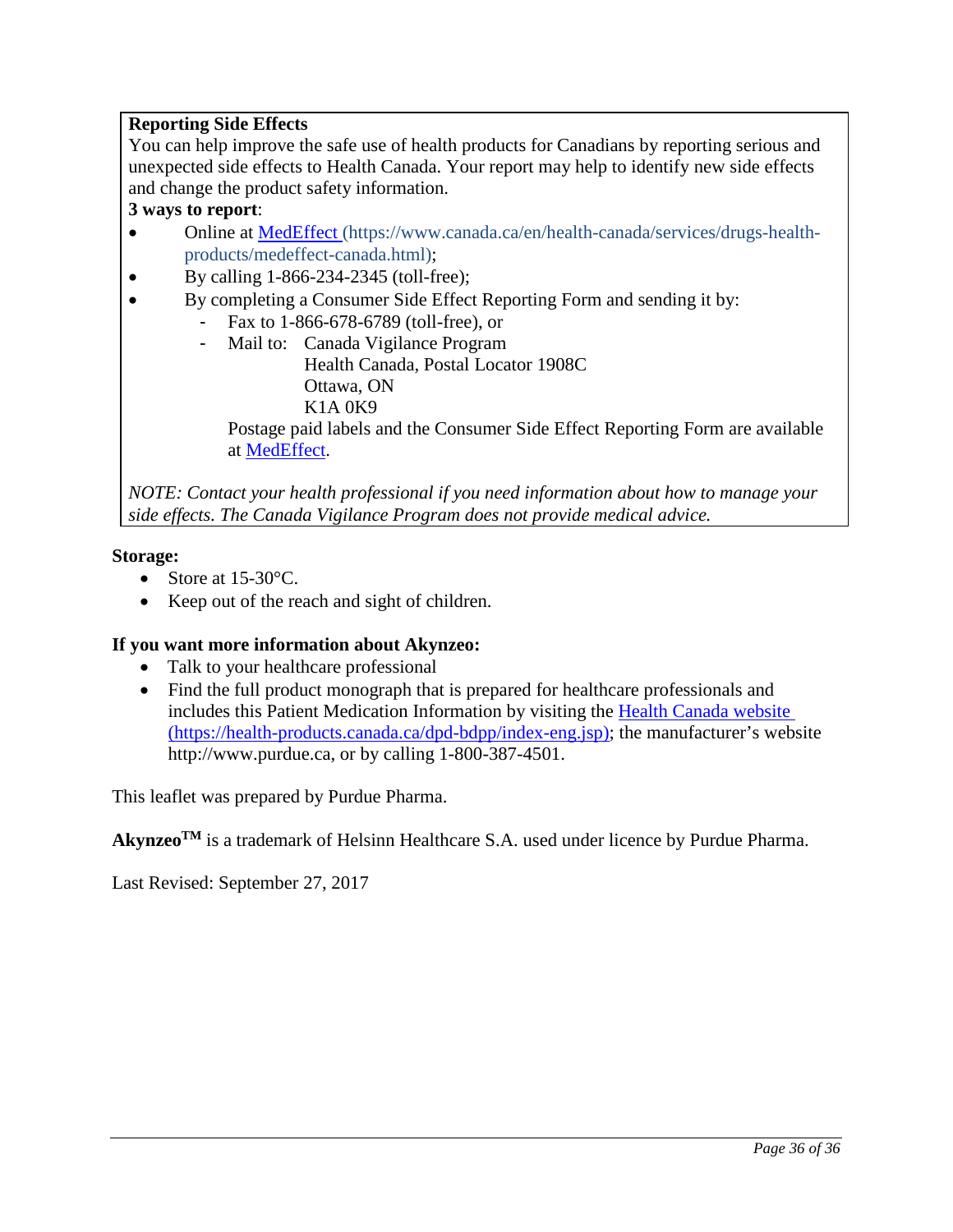**Reporting Side Effects**

You can help improve the safe use of health products for Canadians by reporting serious and unexpected side effects to Health Canada. Your report may help to identify new side effects and change the product safety information.

**3 ways to report**:

- Online at MedEffect (https://www.canada.ca/en/health-canada/services/drugs-health-products/medeffect-canada.html);
- By calling 1-866-234-2345 (toll-free);
- By completing a Consumer Side Effect Reporting Form and sending it by:
  - Fax to 1-866-678-6789 (toll-free), or
  - Mail to: Canada Vigilance Program
    Health Canada, Postal Locator 1908C
    Ottawa, ON
    K1A 0K9

    Postage paid labels and the Consumer Side Effect Reporting Form are available at MedEffect.

*NOTE: Contact your health professional if you need information about how to manage your side effects. The Canada Vigilance Program does not provide medical advice.*

**Storage:**

- Store at 15-30°C.
- Keep out of the reach and sight of children.

**If you want more information about Akynzeo:**

- Talk to your healthcare professional
- Find the full product monograph that is prepared for healthcare professionals and includes this Patient Medication Information by visiting the Health Canada website (https://health-products.canada.ca/dpd-bdpp/index-eng.jsp); the manufacturer's website http://www.purdue.ca, or by calling 1-800-387-4501.

This leaflet was prepared by Purdue Pharma.

**Akynzeo**™ is a trademark of Helsinn Healthcare S.A. used under licence by Purdue Pharma.

Last Revised: September 27, 2017